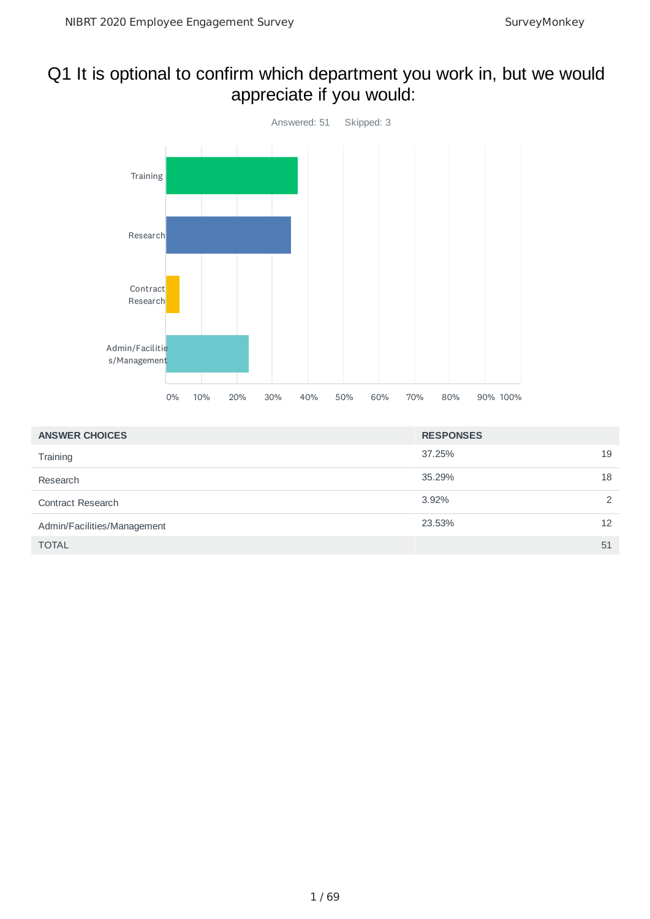# Q1 It is optional to confirm which department you work in, but we would appreciate if you would:

Answered: 51 Skipped: 3

| ANSWER CHOICES | RESPONSES | |
|---|---|---|
| Training | 37.25% | 19 |
| Research | 35.29% | 18 |
| Contract Research | 3.92% | 2 |
| Admin/Facilities/Management | 23.53% | 12 |
| TOTAL | | 51 |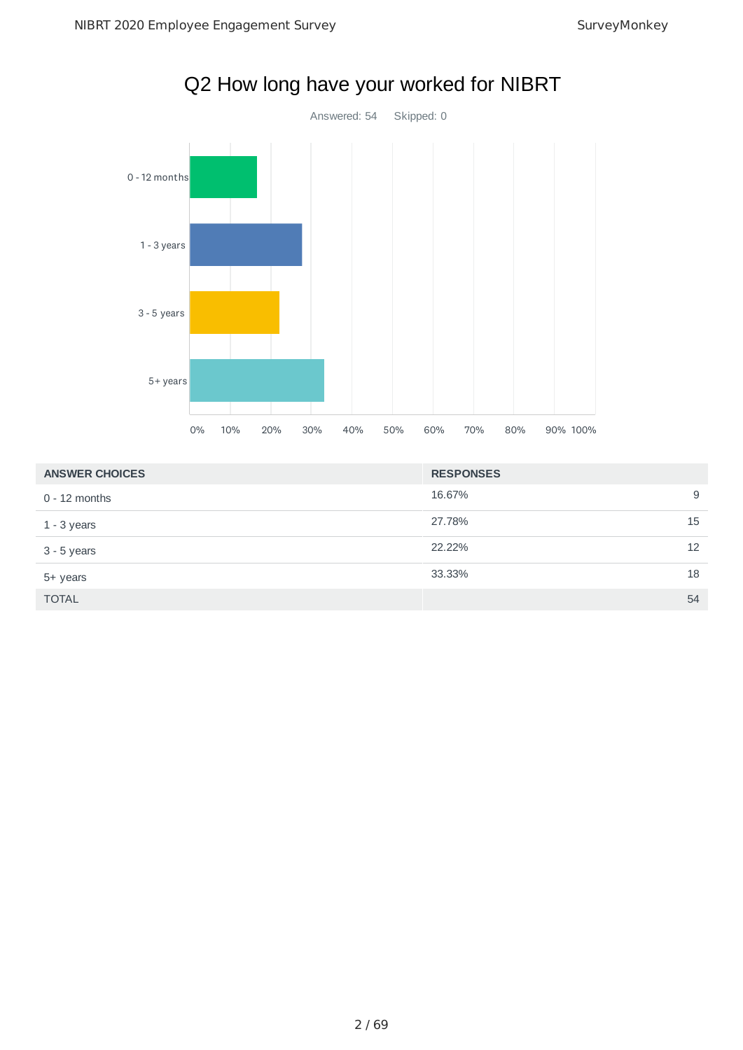# Q2 How long have your worked for NIBRT

Answered: 54    Skipped: 0

| ANSWER CHOICES | RESPONSES | |
|---|---|---|
| 0 - 12 months | 16.67% | 9 |
| 1 - 3 years | 27.78% | 15 |
| 3 - 5 years | 22.22% | 12 |
| 5+ years | 33.33% | 18 |
| TOTAL | | 54 |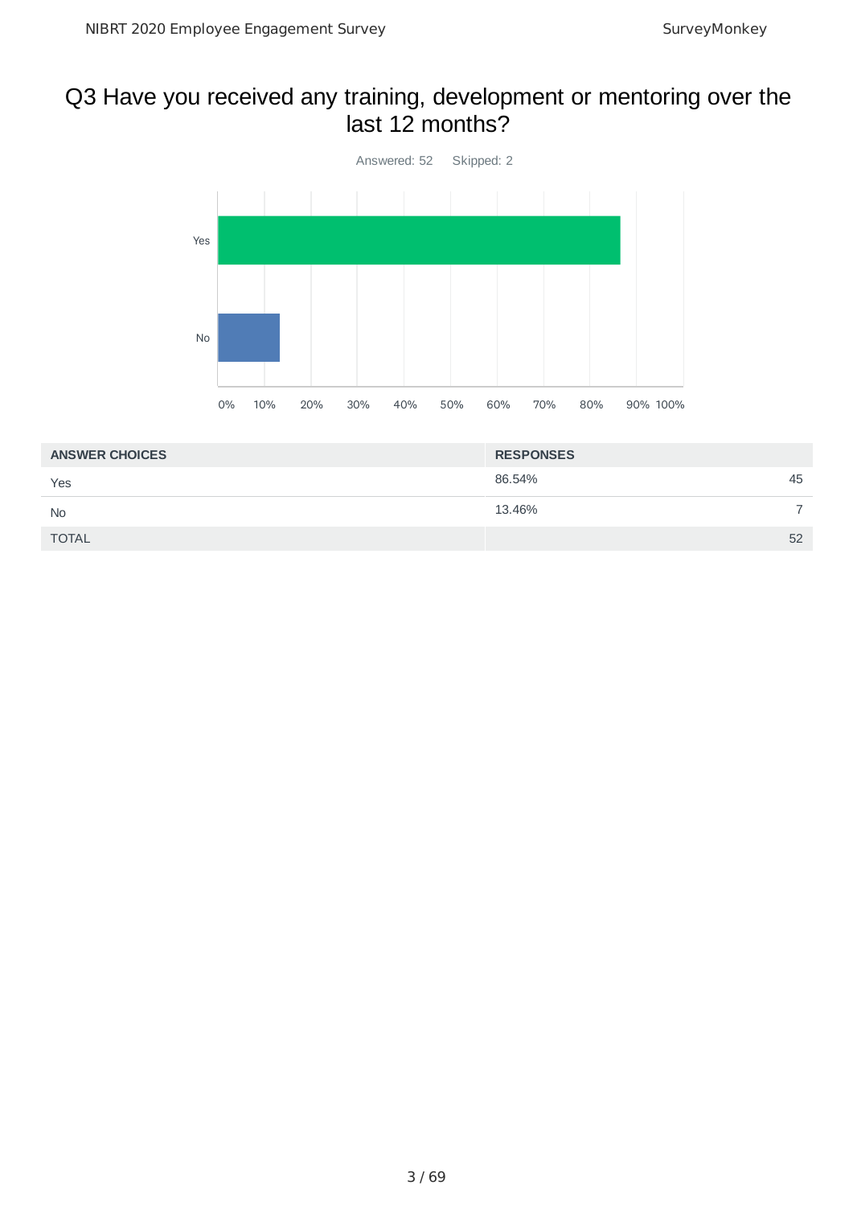# Q3 Have you received any training, development or mentoring over the last 12 months?

Answered: 52 Skipped: 2

| ANSWER CHOICES | RESPONSES | |
|---|---|---|
| Yes | 86.54% | 45 |
| No | 13.46% | 7 |
| TOTAL | | 52 |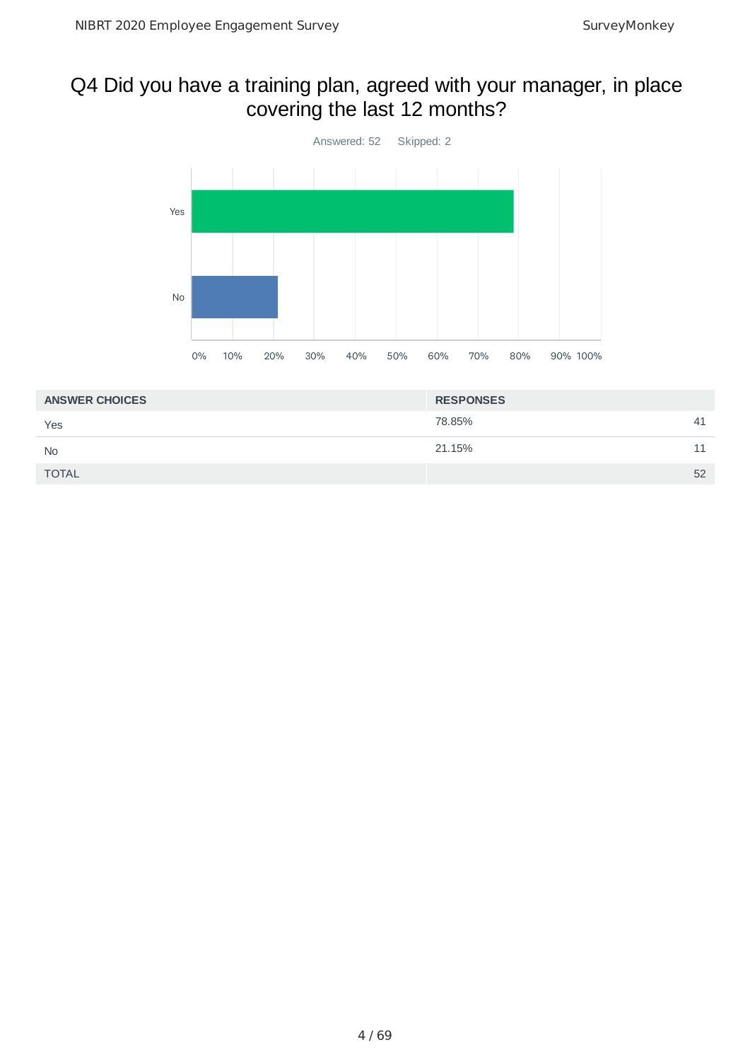# Q4 Did you have a training plan, agreed with your manager, in place covering the last 12 months?

Answered: 52    Skipped: 2

| ANSWER CHOICES | RESPONSES | |
|---|---|---|
| Yes | 78.85% | 41 |
| No | 21.15% | 11 |
| TOTAL | | 52 |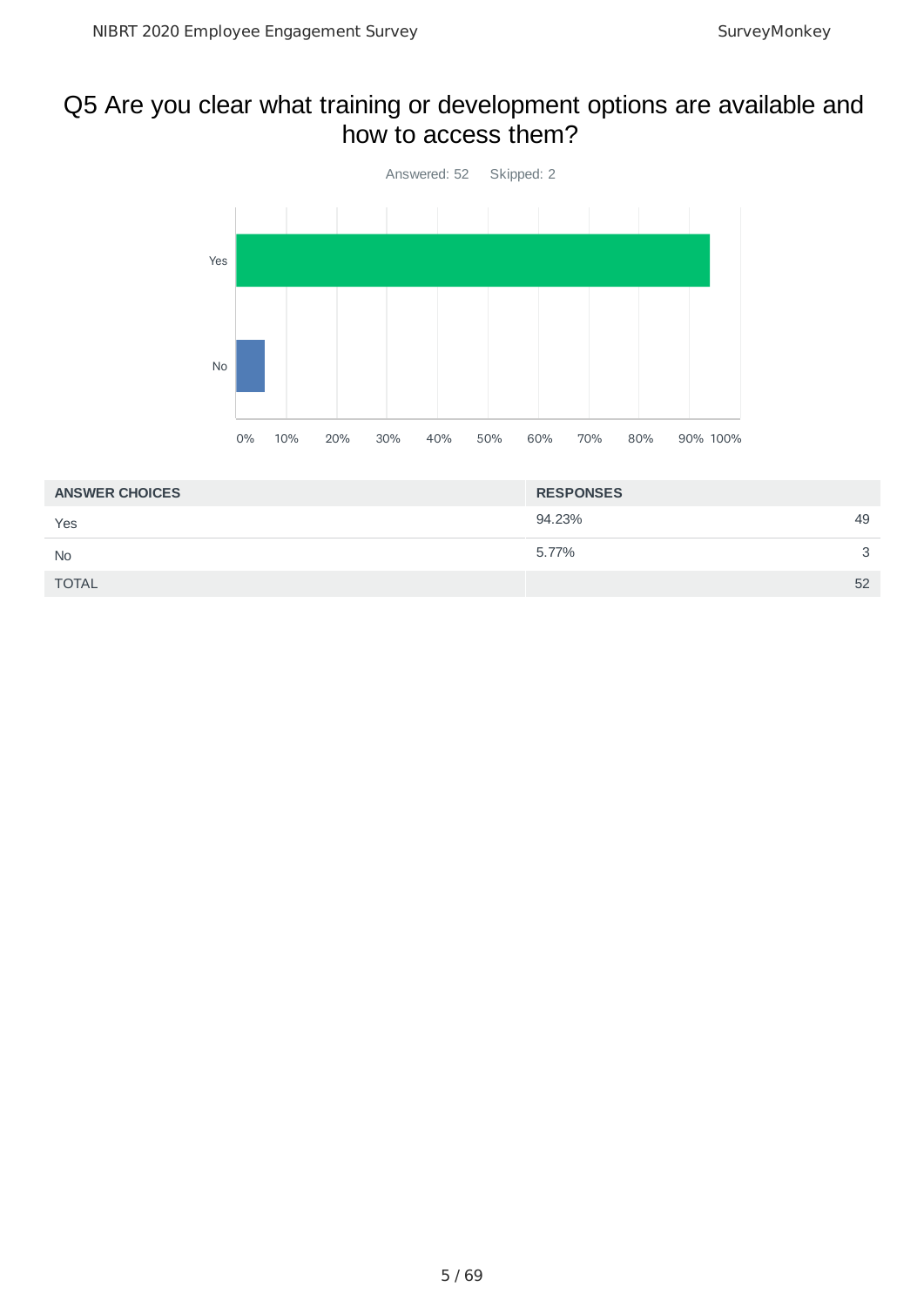# Q5 Are you clear what training or development options are available and how to access them?

Answered: 52 Skipped: 2

| ANSWER CHOICES | RESPONSES | |
|---|---|---|
| Yes | 94.23% | 49 |
| No | 5.77% | 3 |
| TOTAL | | 52 |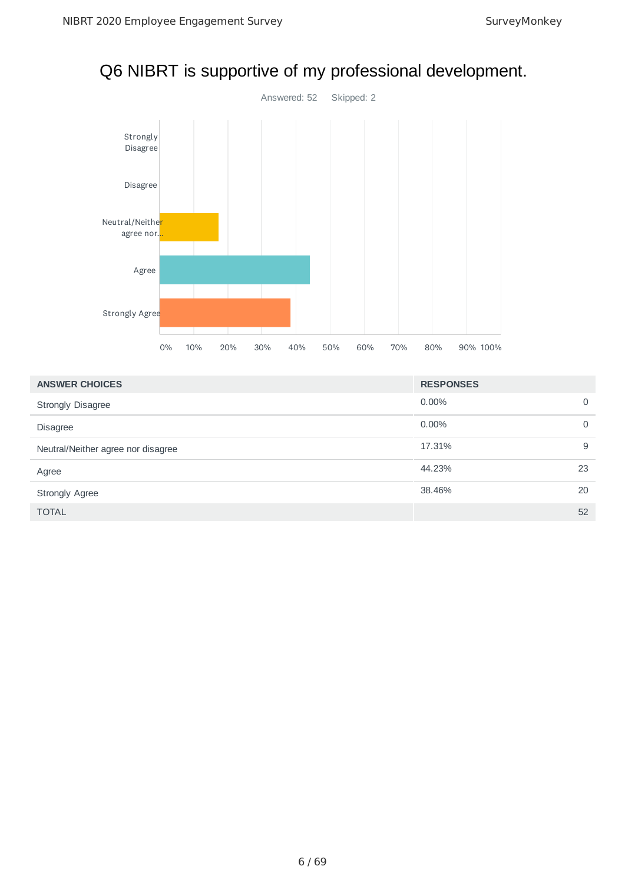# Q6 NIBRT is supportive of my professional development.

Answered: 52    Skipped: 2

| ANSWER CHOICES | RESPONSES | |
|---|---|---|
| Strongly Disagree | 0.00% | 0 |
| Disagree | 0.00% | 0 |
| Neutral/Neither agree nor disagree | 17.31% | 9 |
| Agree | 44.23% | 23 |
| Strongly Agree | 38.46% | 20 |
| TOTAL | | 52 |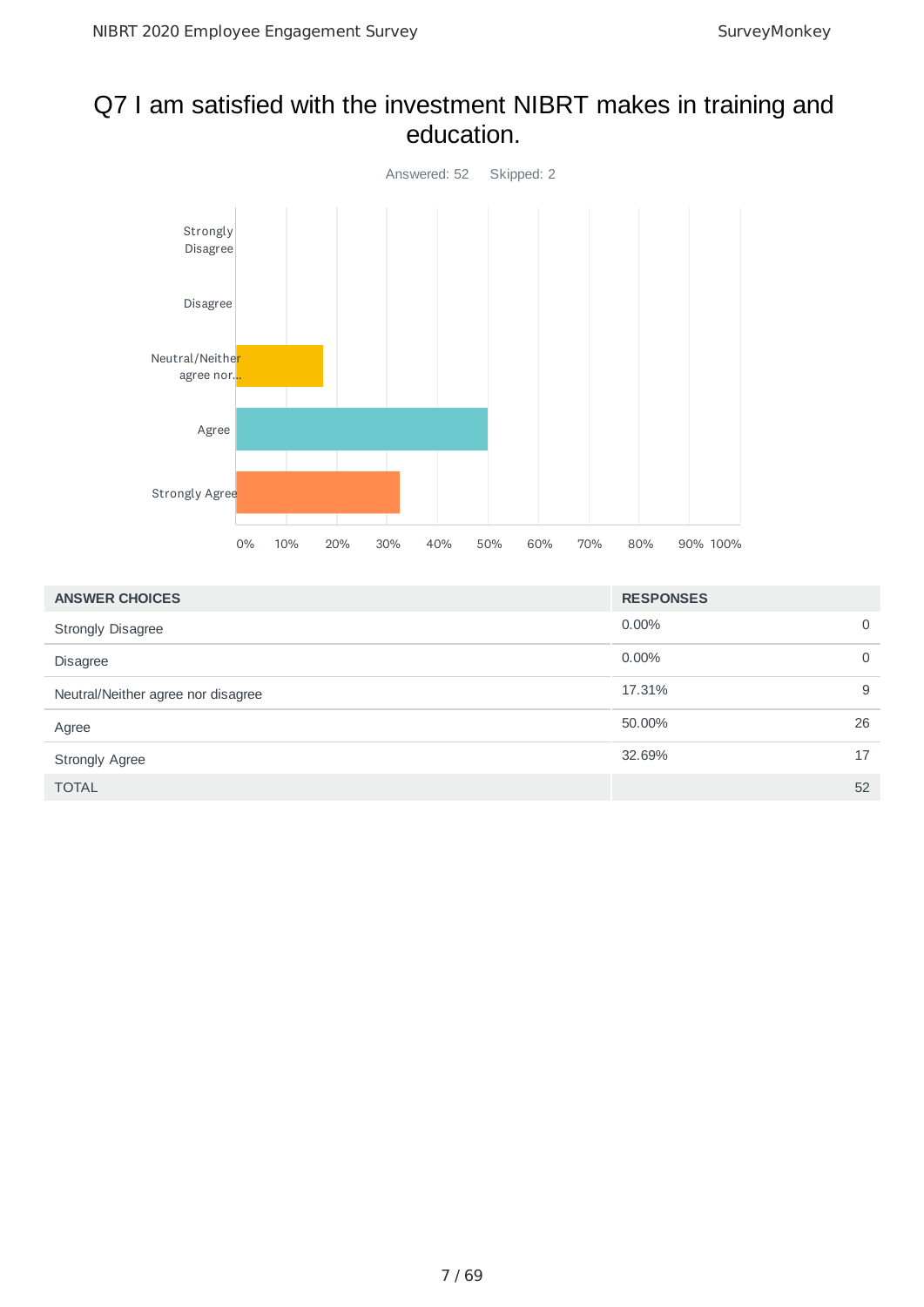# Q7 I am satisfied with the investment NIBRT makes in training and education.

Answered: 52 Skipped: 2

| ANSWER CHOICES | RESPONSES | |
|---|---|---|
| Strongly Disagree | 0.00% | 0 |
| Disagree | 0.00% | 0 |
| Neutral/Neither agree nor disagree | 17.31% | 9 |
| Agree | 50.00% | 26 |
| Strongly Agree | 32.69% | 17 |
| TOTAL | | 52 |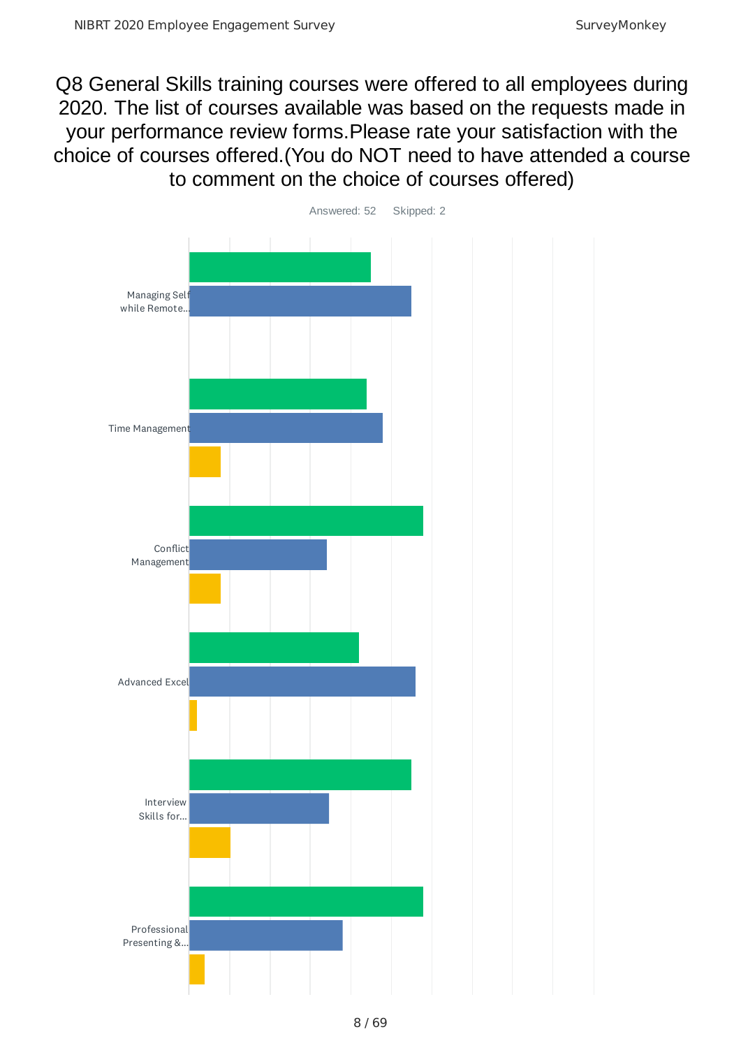# Q8 General Skills training courses were offered to all employees during 2020. The list of courses available was based on the requests made in your performance review forms.Please rate your satisfaction with the choice of courses offered.(You do NOT need to have attended a course to comment on the choice of courses offered)

Answered: 52 Skipped: 2

Managing Self while Remote...

Time Management

Conflict Management

Advanced Excel

Interview Skills for...

Professional Presenting &...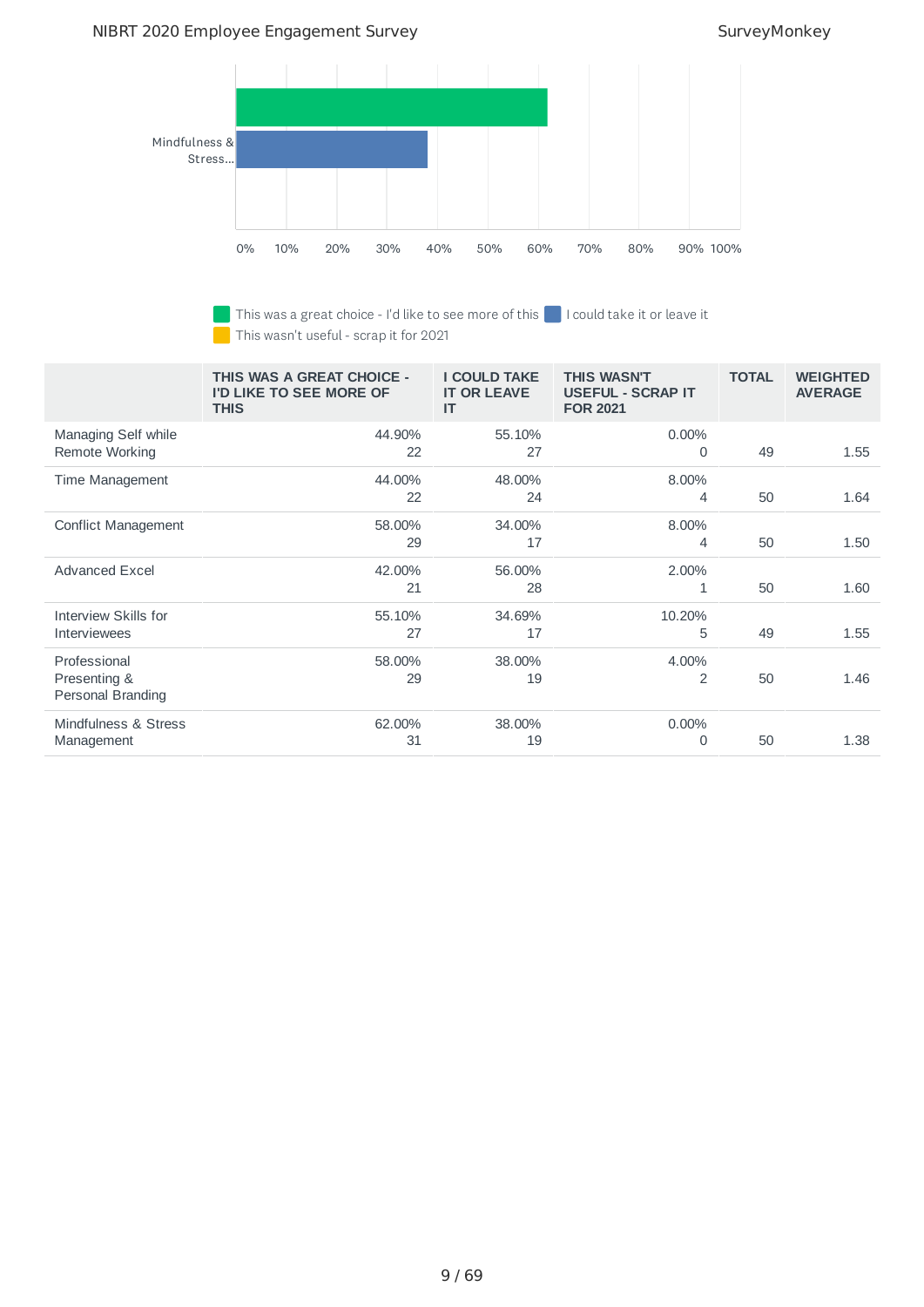| | THIS WAS A GREAT CHOICE - I'D LIKE TO SEE MORE OF THIS | I COULD TAKE IT OR LEAVE IT | THIS WASN'T USEFUL - SCRAP IT FOR 2021 | TOTAL | WEIGHTED AVERAGE |
|---|---|---|---|---|---|
| Managing Self while Remote Working | 44.90%<br>22 | 55.10%<br>27 | 0.00%<br>0 | 49 | 1.55 |
| Time Management | 44.00%<br>22 | 48.00%<br>24 | 8.00%<br>4 | 50 | 1.64 |
| Conflict Management | 58.00%<br>29 | 34.00%<br>17 | 8.00%<br>4 | 50 | 1.50 |
| Advanced Excel | 42.00%<br>21 | 56.00%<br>28 | 2.00%<br>1 | 50 | 1.60 |
| Interview Skills for Interviewees | 55.10%<br>27 | 34.69%<br>17 | 10.20%<br>5 | 49 | 1.55 |
| Professional Presenting & Personal Branding | 58.00%<br>29 | 38.00%<br>19 | 4.00%<br>2 | 50 | 1.46 |
| Mindfulness & Stress Management | 62.00%<br>31 | 38.00%<br>19 | 0.00%<br>0 | 50 | 1.38 |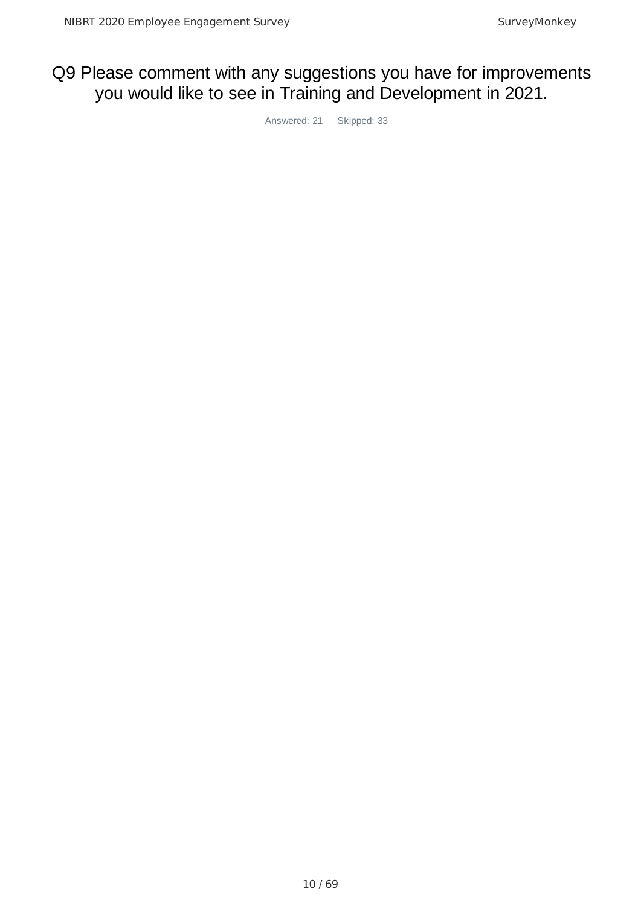# Q9 Please comment with any suggestions you have for improvements you would like to see in Training and Development in 2021.

Answered: 21 Skipped: 33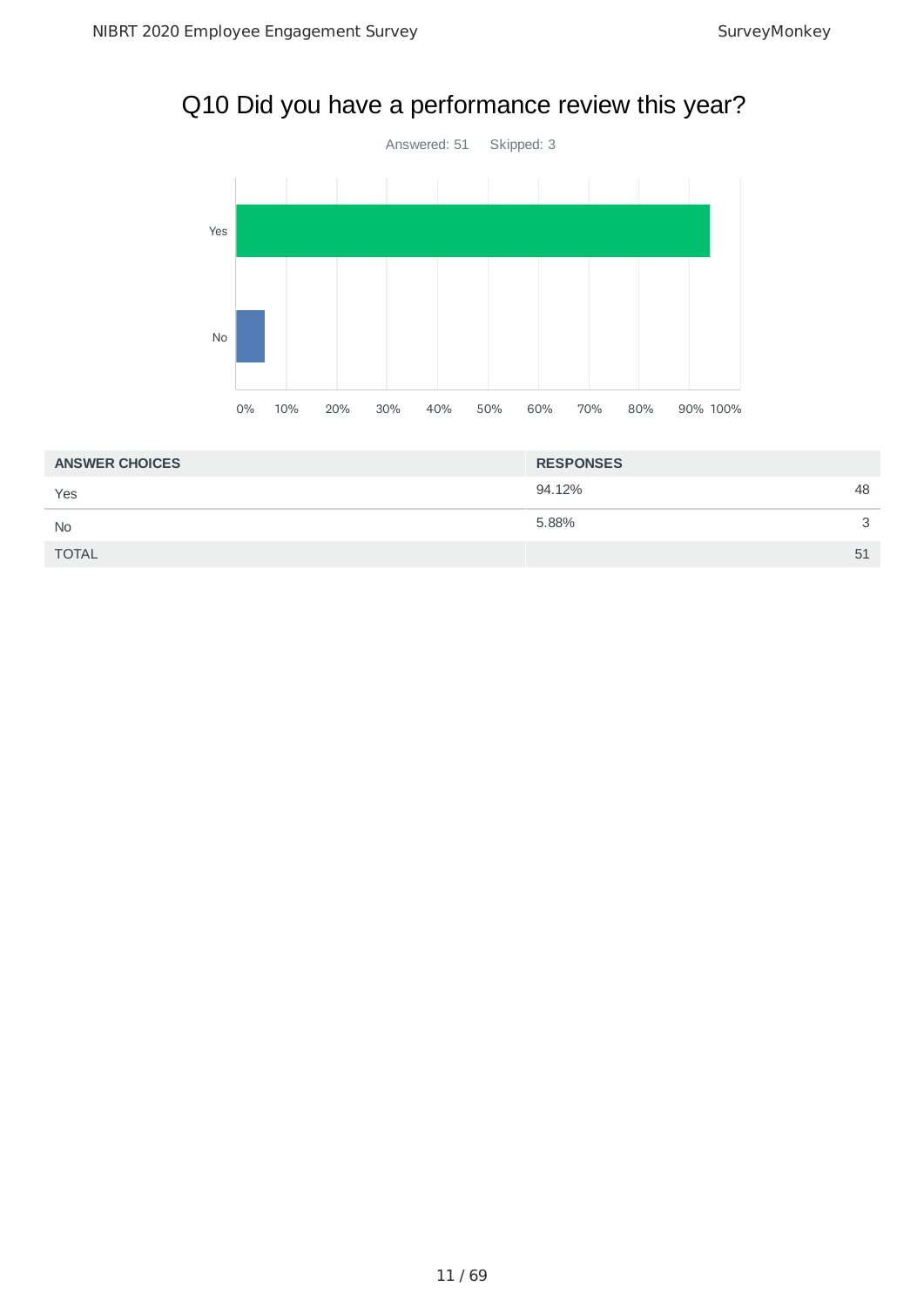# Q10 Did you have a performance review this year?

Answered: 51    Skipped: 3

| ANSWER CHOICES | RESPONSES | |
|---|---|---|
| Yes | 94.12% | 48 |
| No | 5.88% | 3 |
| TOTAL | | 51 |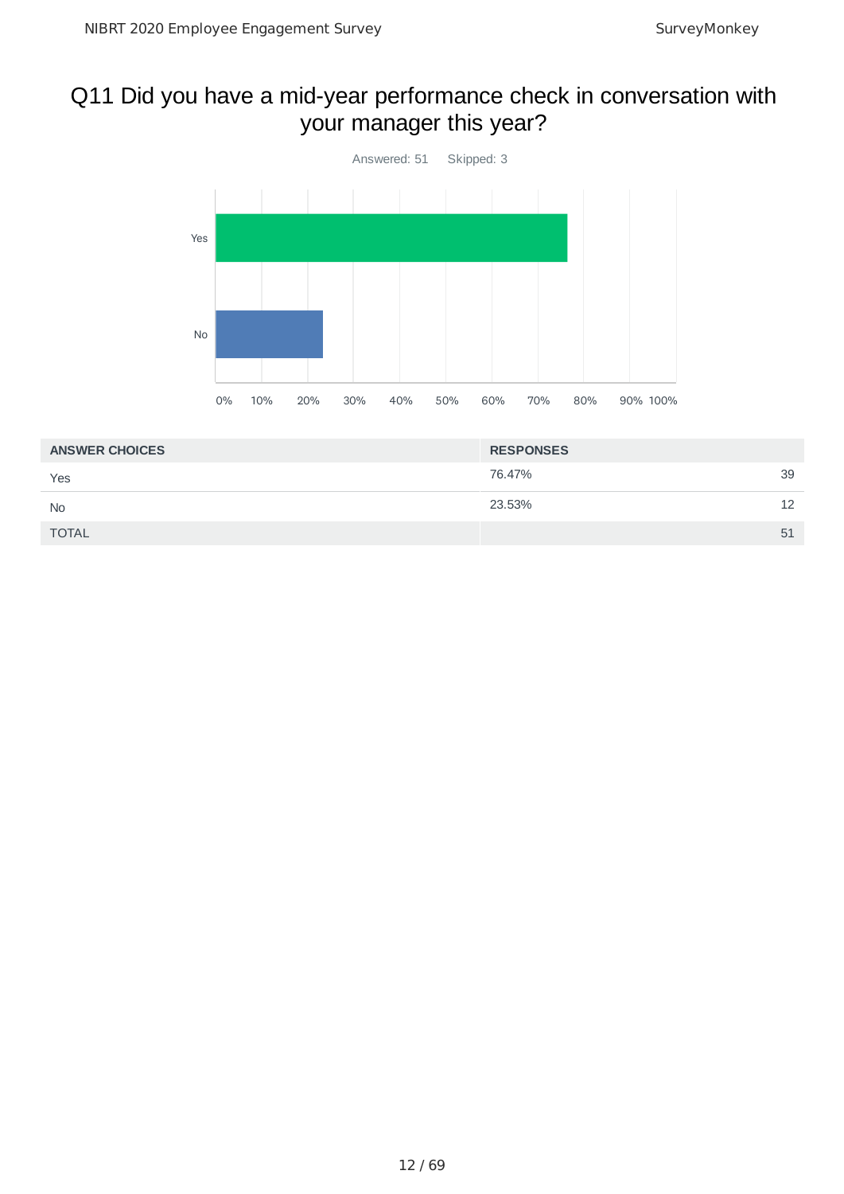## Q11 Did you have a mid-year performance check in conversation with your manager this year?

Answered: 51 Skipped: 3

| ANSWER CHOICES | RESPONSES | |
|---|---|---|
| Yes | 76.47% | 39 |
| No | 23.53% | 12 |
| TOTAL | | 51 |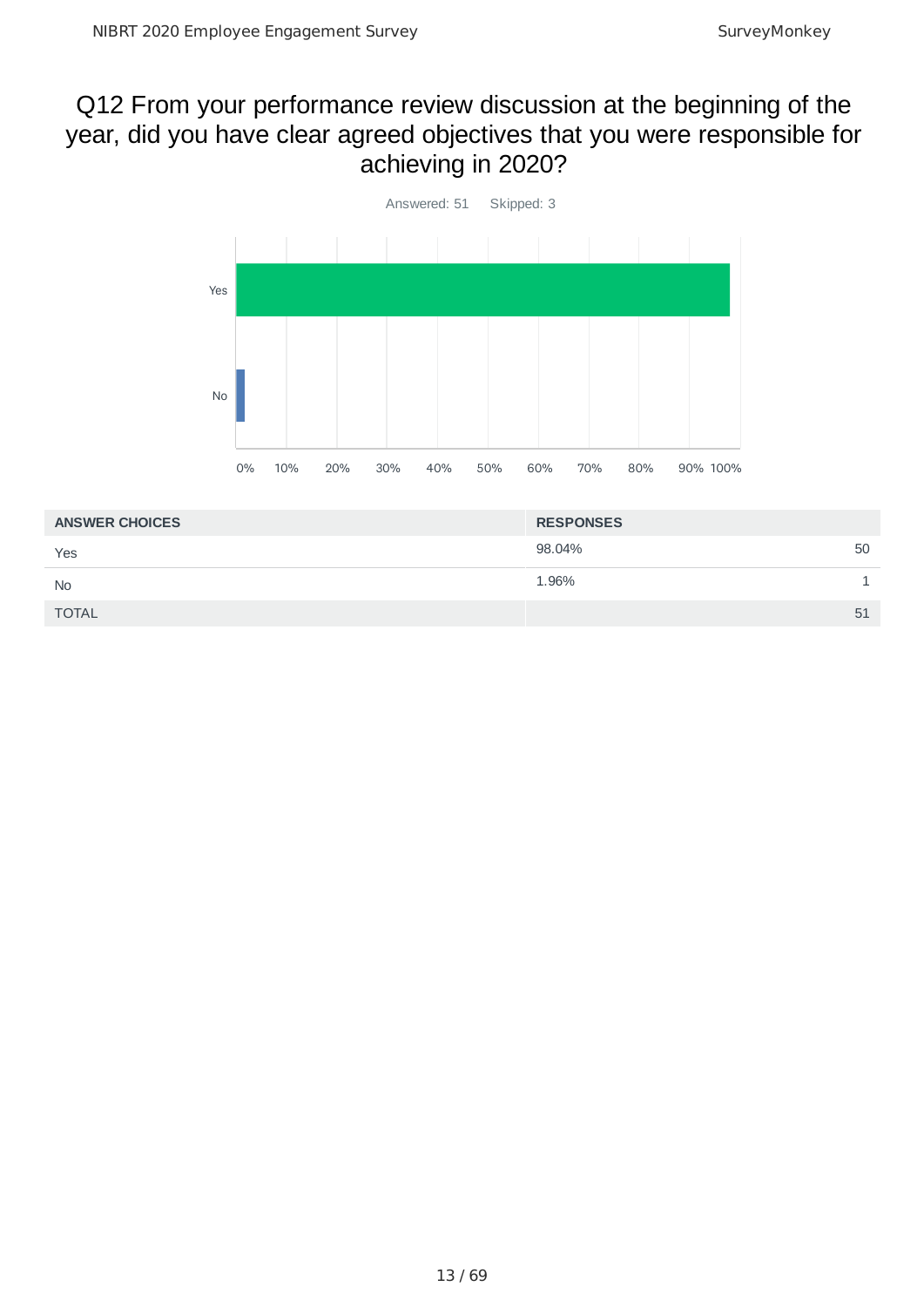## Q12 From your performance review discussion at the beginning of the year, did you have clear agreed objectives that you were responsible for achieving in 2020?

Answered: 51 Skipped: 3

| ANSWER CHOICES | RESPONSES | |
|---|---|---|
| Yes | 98.04% | 50 |
| No | 1.96% | 1 |
| TOTAL | | 51 |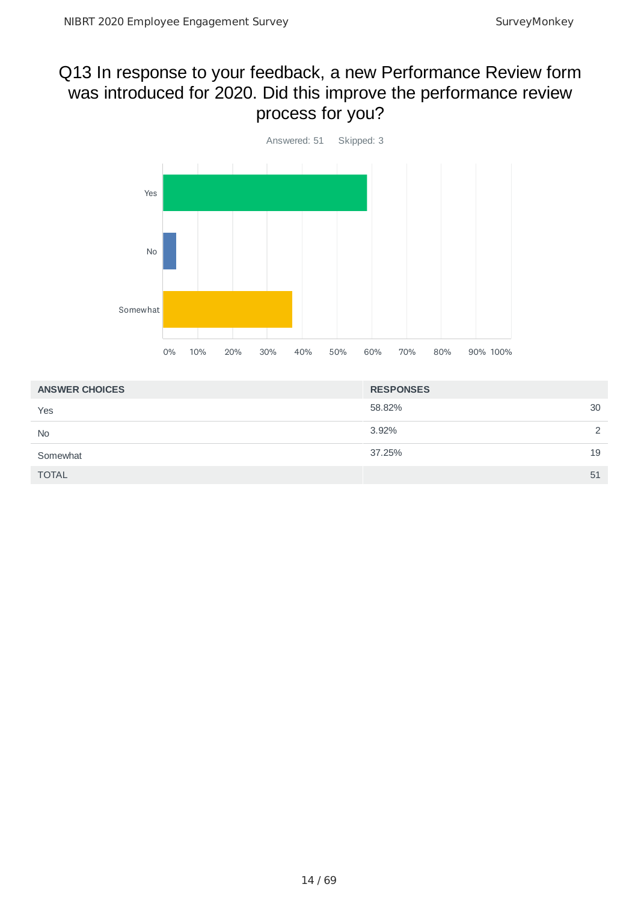# Q13 In response to your feedback, a new Performance Review form was introduced for 2020. Did this improve the performance review process for you?

Answered: 51    Skipped: 3

| ANSWER CHOICES | RESPONSES | |
|---|---|---|
| Yes | 58.82% | 30 |
| No | 3.92% | 2 |
| Somewhat | 37.25% | 19 |
| TOTAL | | 51 |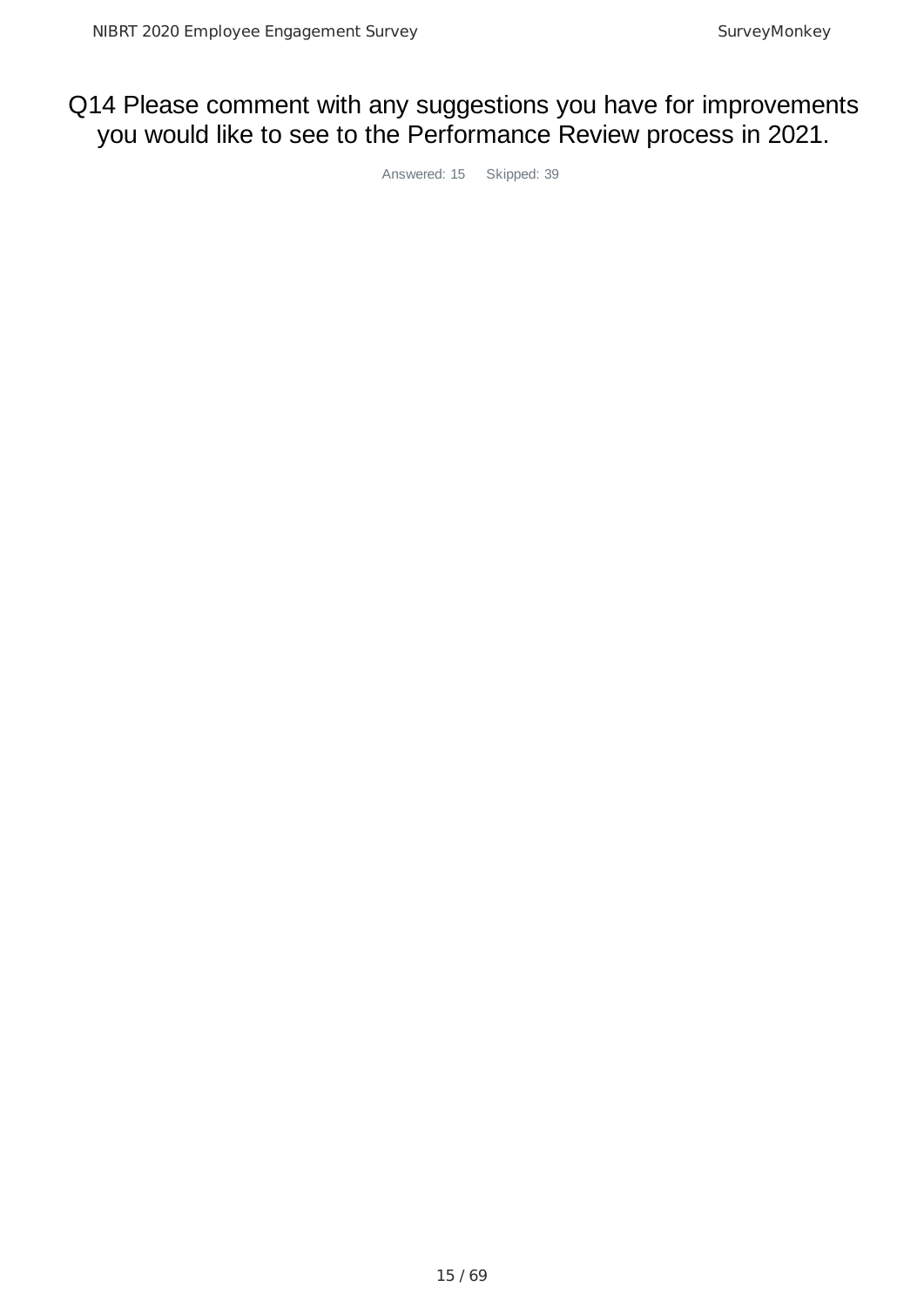# Q14 Please comment with any suggestions you have for improvements you would like to see to the Performance Review process in 2021.

Answered: 15 Skipped: 39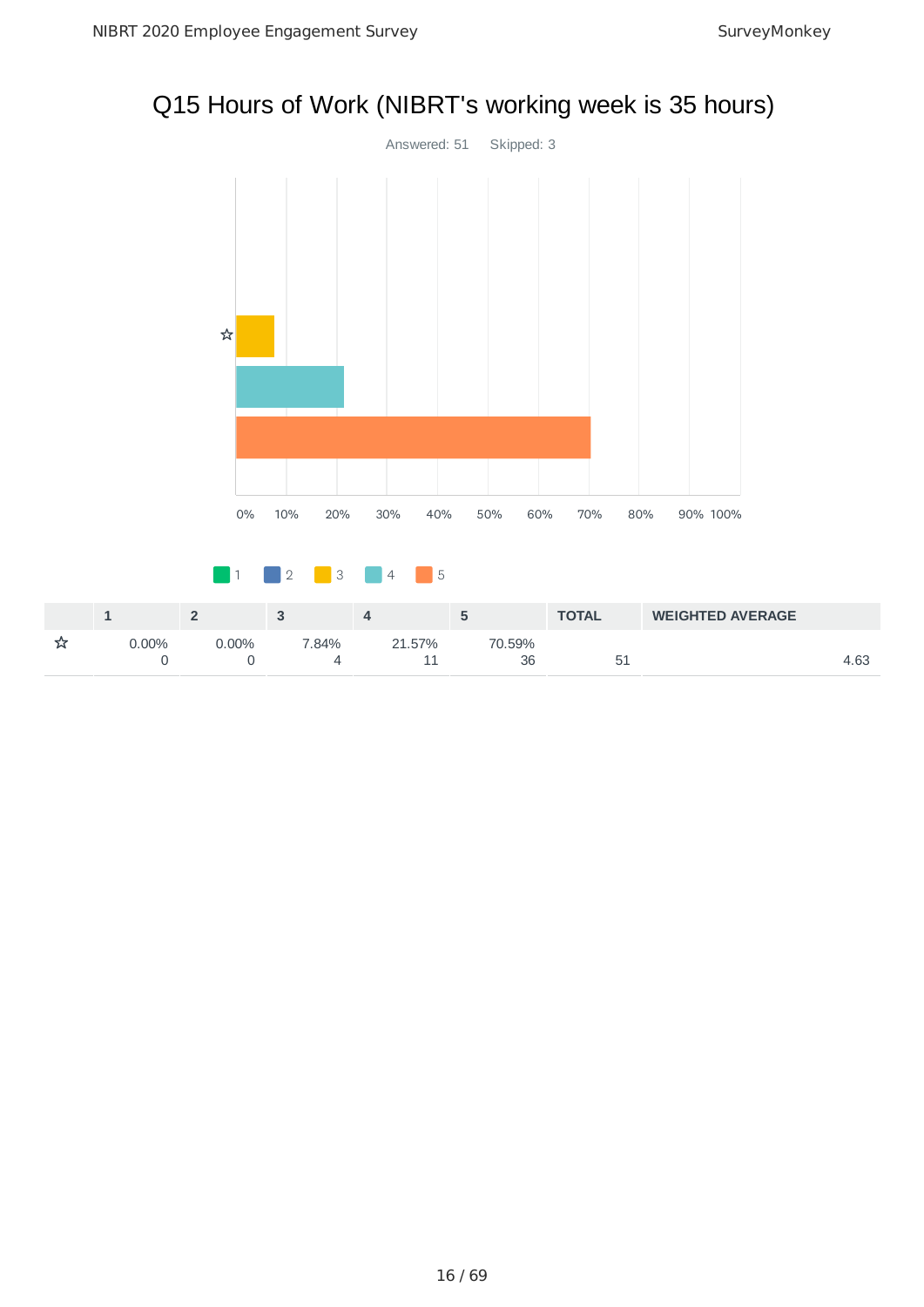# Q15 Hours of Work (NIBRT's working week is 35 hours)

Answered: 51 Skipped: 3

| | 1 | 2 | 3 | 4 | 5 | TOTAL | WEIGHTED AVERAGE |
|---|---|---|---|---|---|---|---|
| ☆ | 0.00%<br>0 | 0.00%<br>0 | 7.84%<br>4 | 21.57%<br>11 | 70.59%<br>36 | 51 | 4.63 |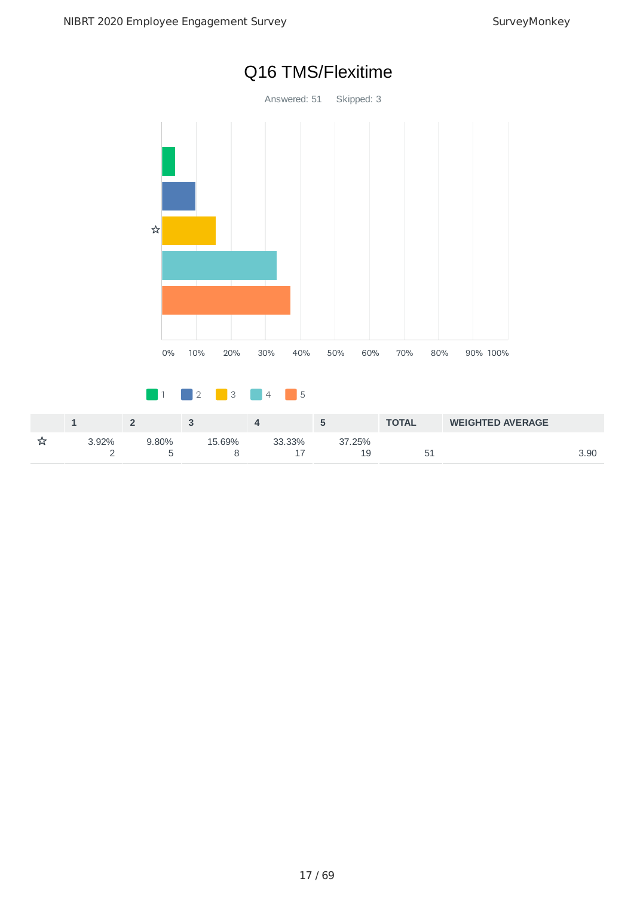# Q16 TMS/Flexitime

Answered: 51 Skipped: 3

| | 1 | 2 | 3 | 4 | 5 | TOTAL | WEIGHTED AVERAGE |
|---|---|---|---|---|---|---|---|
| ☆ | 3.92%<br>2 | 9.80%<br>5 | 15.69%<br>8 | 33.33%<br>17 | 37.25%<br>19 | 51 | 3.90 |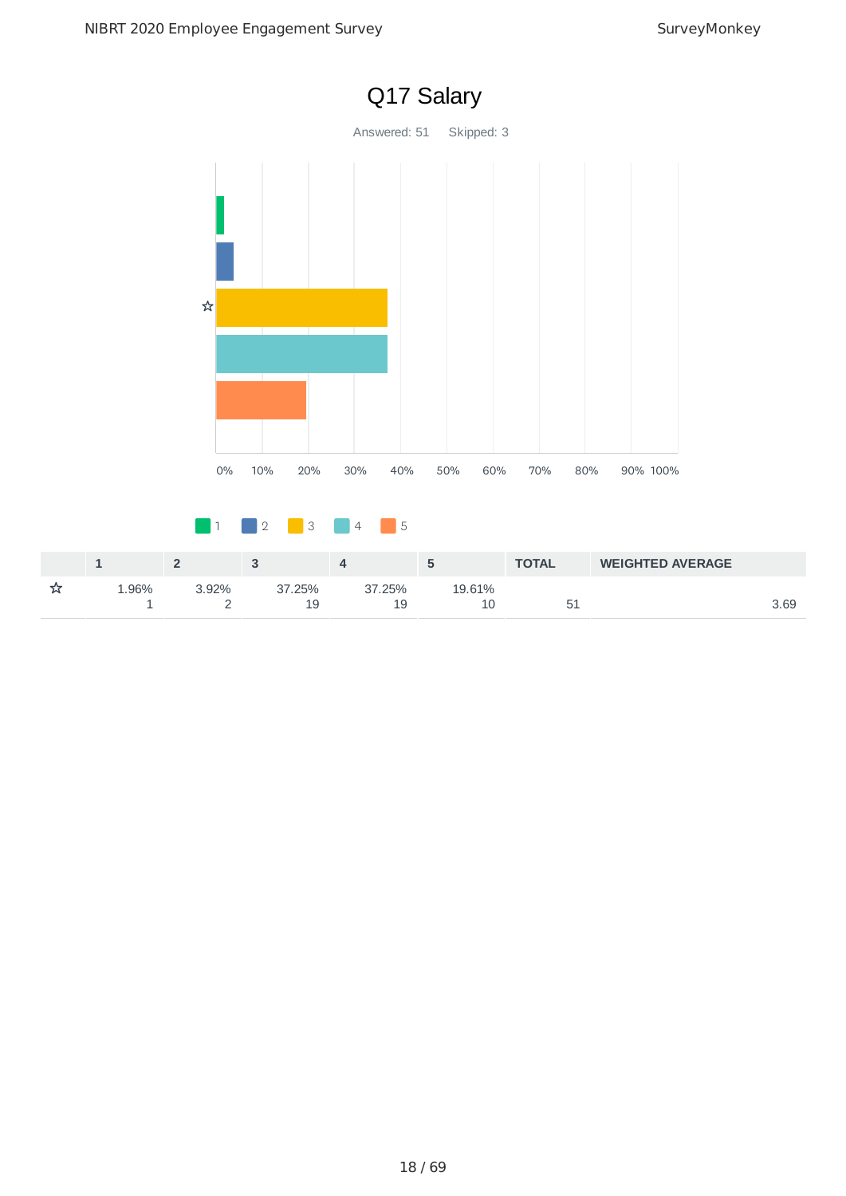# Q17 Salary

Answered: 51 Skipped: 3

0% 10% 20% 30% 40% 50% 60% 70% 80% 90% 100%

1 2 3 4 5

| | 1 | 2 | 3 | 4 | 5 | TOTAL | WEIGHTED AVERAGE |
|---|---|---|---|---|---|---|---|
| ☆ | 1.96%<br>1 | 3.92%<br>2 | 37.25%<br>19 | 37.25%<br>19 | 19.61%<br>10 | 51 | 3.69 |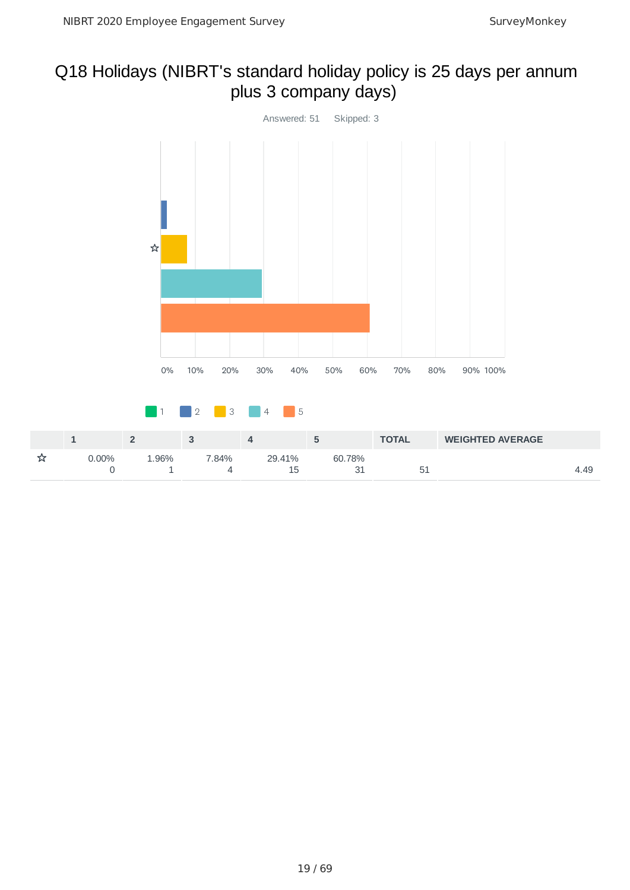# Q18 Holidays (NIBRT's standard holiday policy is 25 days per annum plus 3 company days)

Answered: 51 Skipped: 3

| | 1 | 2 | 3 | 4 | 5 | TOTAL | WEIGHTED AVERAGE |
|---|---|---|---|---|---|---|---|
| ☆ | 0.00%<br>0 | 1.96%<br>1 | 7.84%<br>4 | 29.41%<br>15 | 60.78%<br>31 | 51 | 4.49 |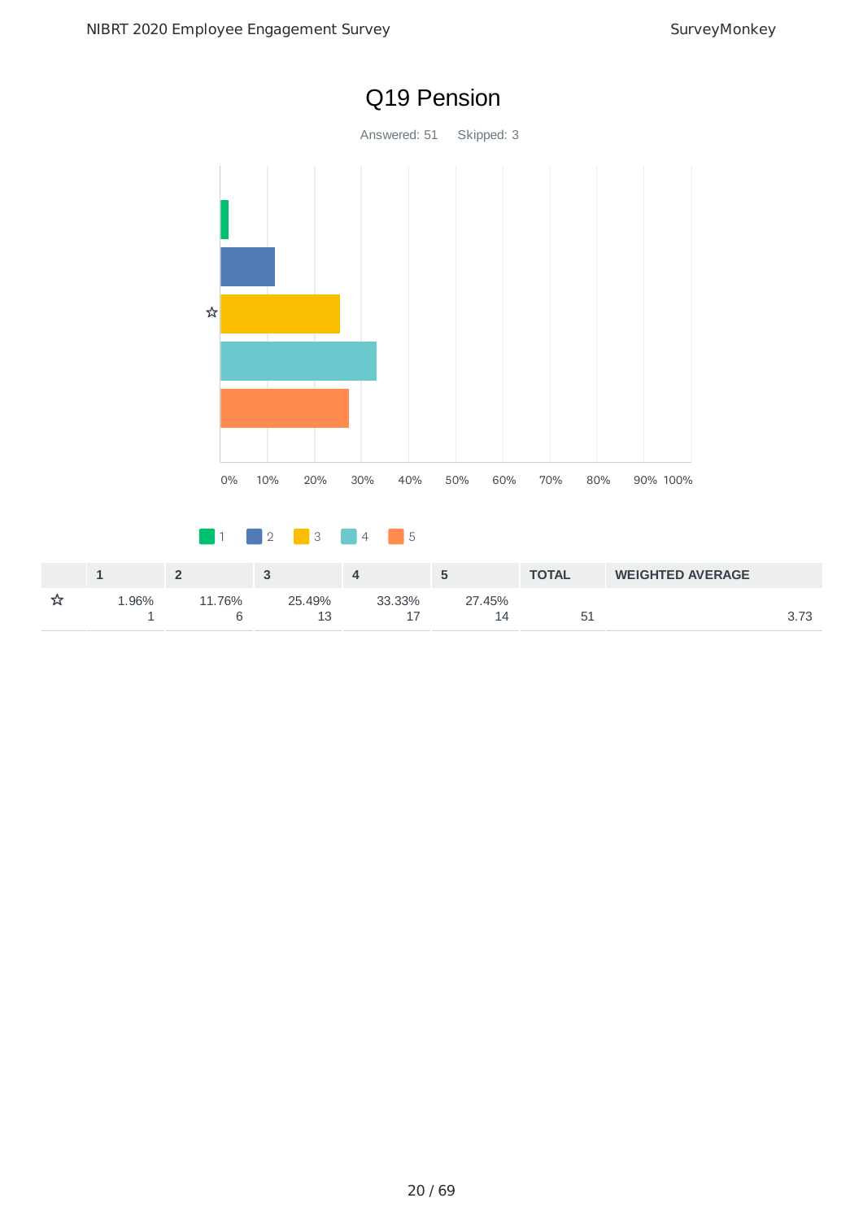# Q19 Pension

Answered: 51 Skipped: 3

|  | 1 | 2 | 3 | 4 | 5 | TOTAL | WEIGHTED AVERAGE |
|---|---|---|---|---|---|---|---|
| ☆ | 1.96%<br>1 | 11.76%<br>6 | 25.49%<br>13 | 33.33%<br>17 | 27.45%<br>14 | 51 | 3.73 |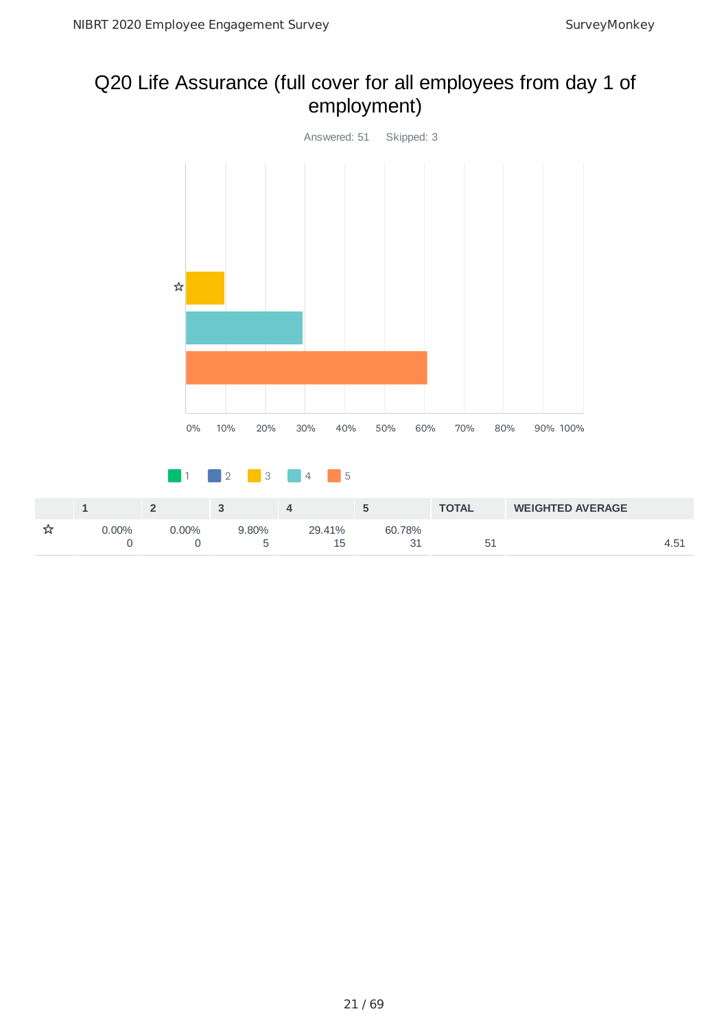# Q20 Life Assurance (full cover for all employees from day 1 of employment)

Answered: 51 Skipped: 3

| | 1 | 2 | 3 | 4 | 5 | TOTAL | WEIGHTED AVERAGE |
|---|---|---|---|---|---|---|---|
| ☆ | 0.00%<br>0 | 0.00%<br>0 | 9.80%<br>5 | 29.41%<br>15 | 60.78%<br>31 | 51 | 4.51 |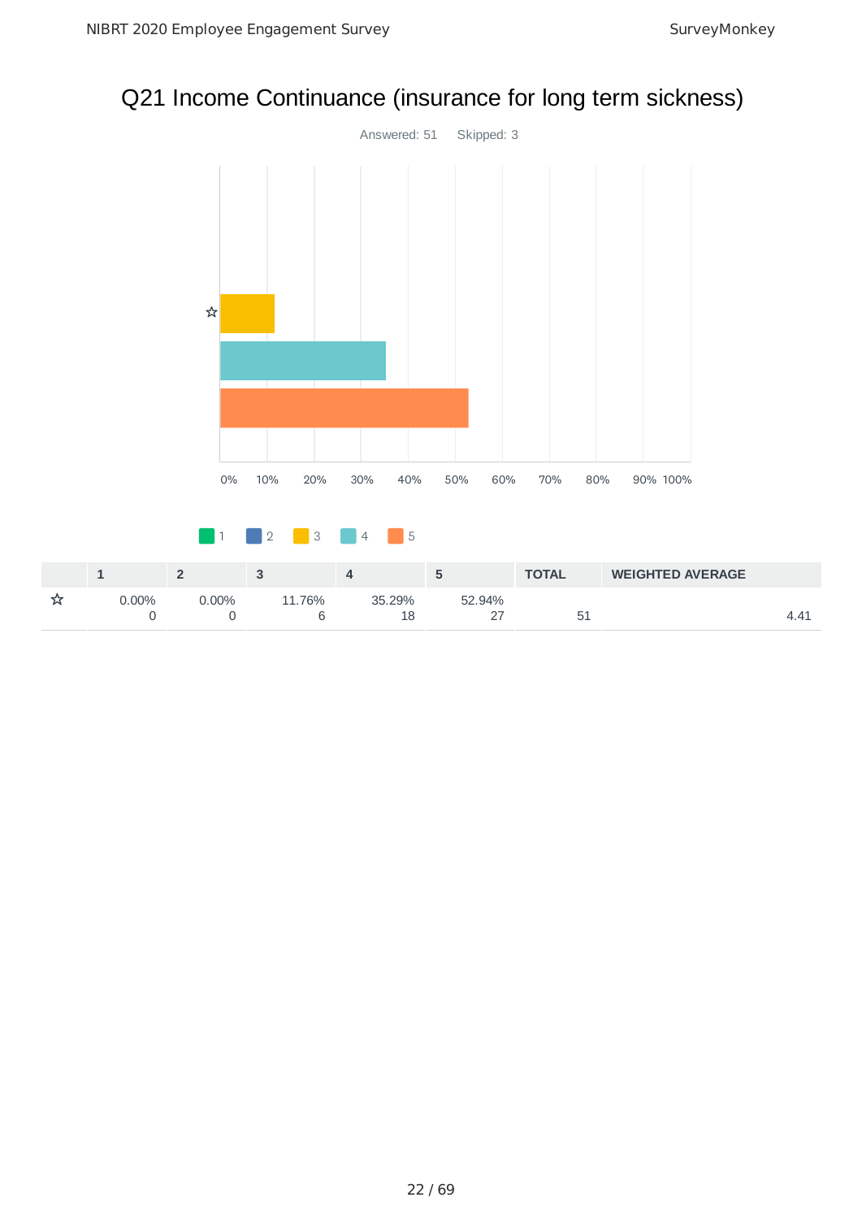# Q21 Income Continuance (insurance for long term sickness)

Answered: 51 Skipped: 3

|  | 1 | 2 | 3 | 4 | 5 | TOTAL | WEIGHTED AVERAGE |
|---|---|---|---|---|---|---|---|
| ☆ | 0.00%<br>0 | 0.00%<br>0 | 11.76%<br>6 | 35.29%<br>18 | 52.94%<br>27 | 51 | 4.41 |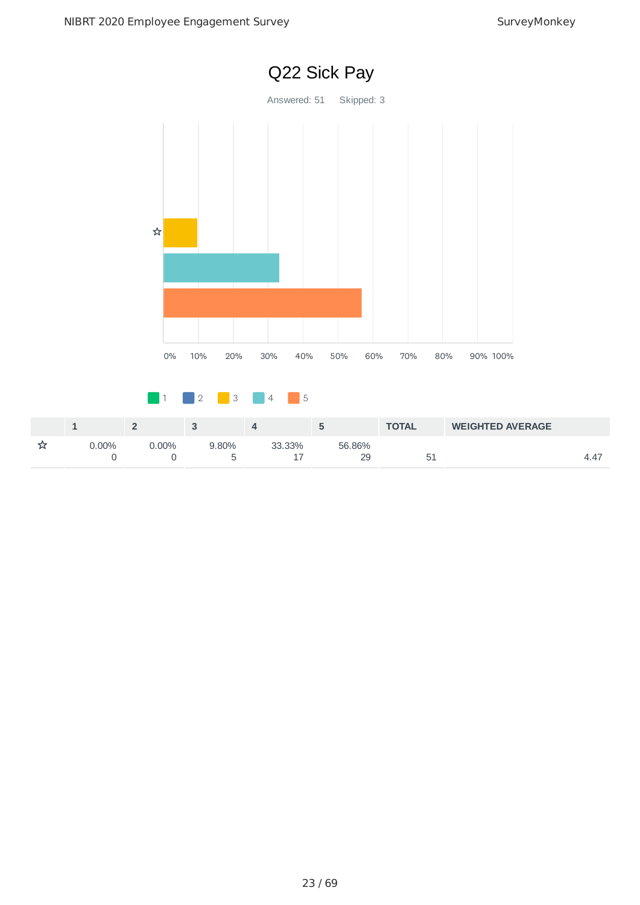# Q22 Sick Pay

Answered: 51  Skipped: 3

|  | 1 | 2 | 3 | 4 | 5 | TOTAL | WEIGHTED AVERAGE |
|---|---|---|---|---|---|---|---|
| ☆ | 0.00%<br>0 | 0.00%<br>0 | 9.80%<br>5 | 33.33%<br>17 | 56.86%<br>29 | 51 | 4.47 |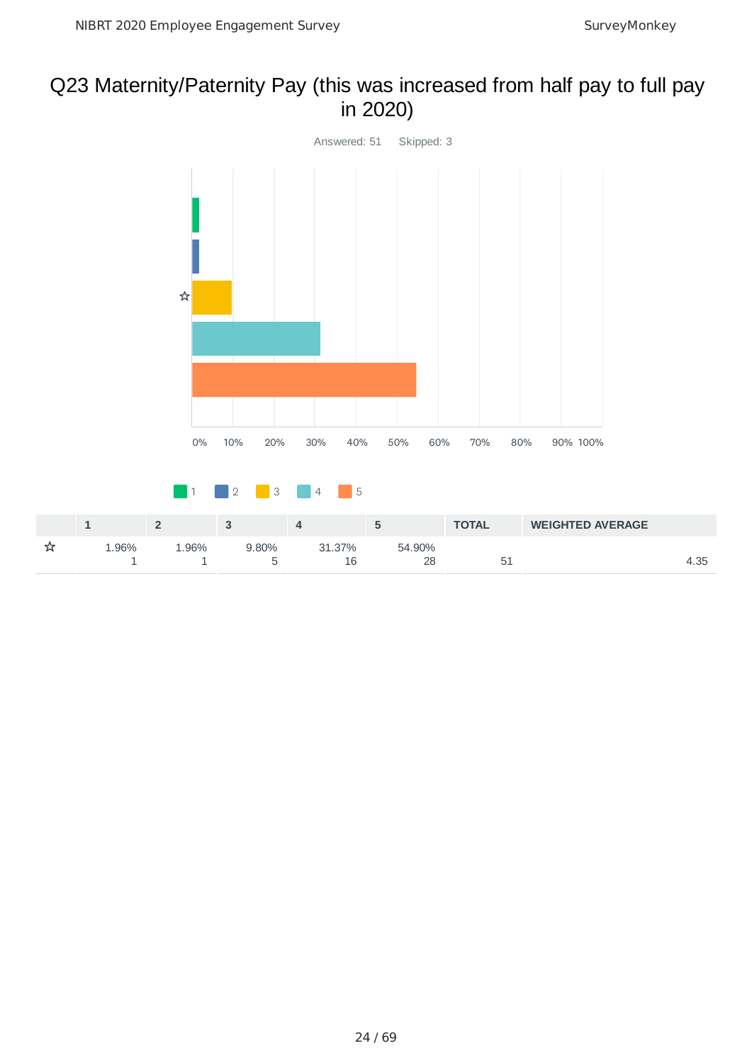## Q23 Maternity/Paternity Pay (this was increased from half pay to full pay in 2020)

Answered: 51 Skipped: 3

|  | 1 | 2 | 3 | 4 | 5 | TOTAL | WEIGHTED AVERAGE |
|---|---|---|---|---|---|---|---|
| ☆ | 1.96%<br>1 | 1.96%<br>1 | 9.80%<br>5 | 31.37%<br>16 | 54.90%<br>28 | 51 | 4.35 |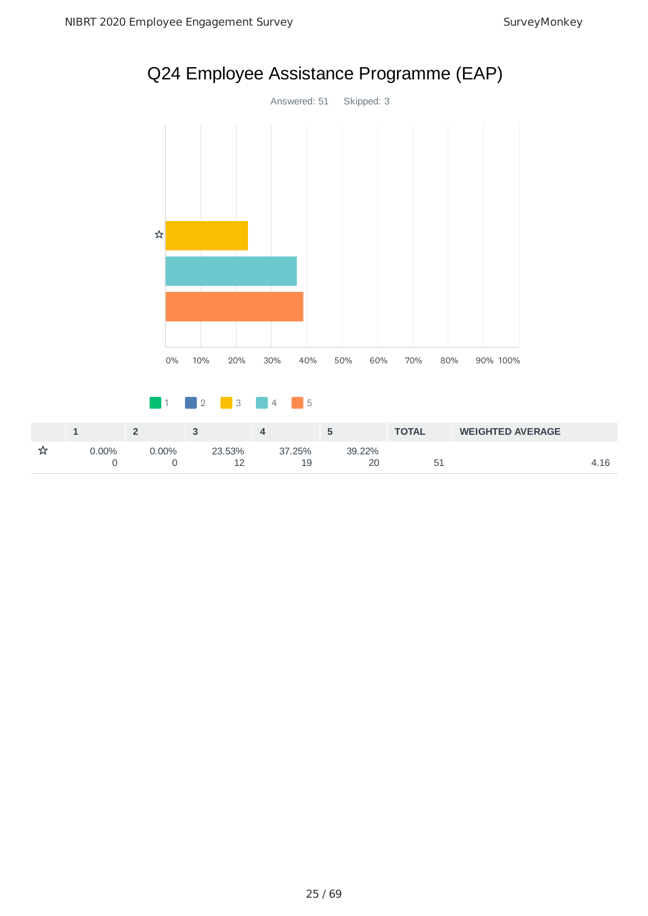# Q24 Employee Assistance Programme (EAP)

Answered: 51 Skipped: 3

| | 1 | 2 | 3 | 4 | 5 | TOTAL | WEIGHTED AVERAGE |
|---|---|---|---|---|---|---|---|
| ☆ | 0.00%<br>0 | 0.00%<br>0 | 23.53%<br>12 | 37.25%<br>19 | 39.22%<br>20 | 51 | 4.16 |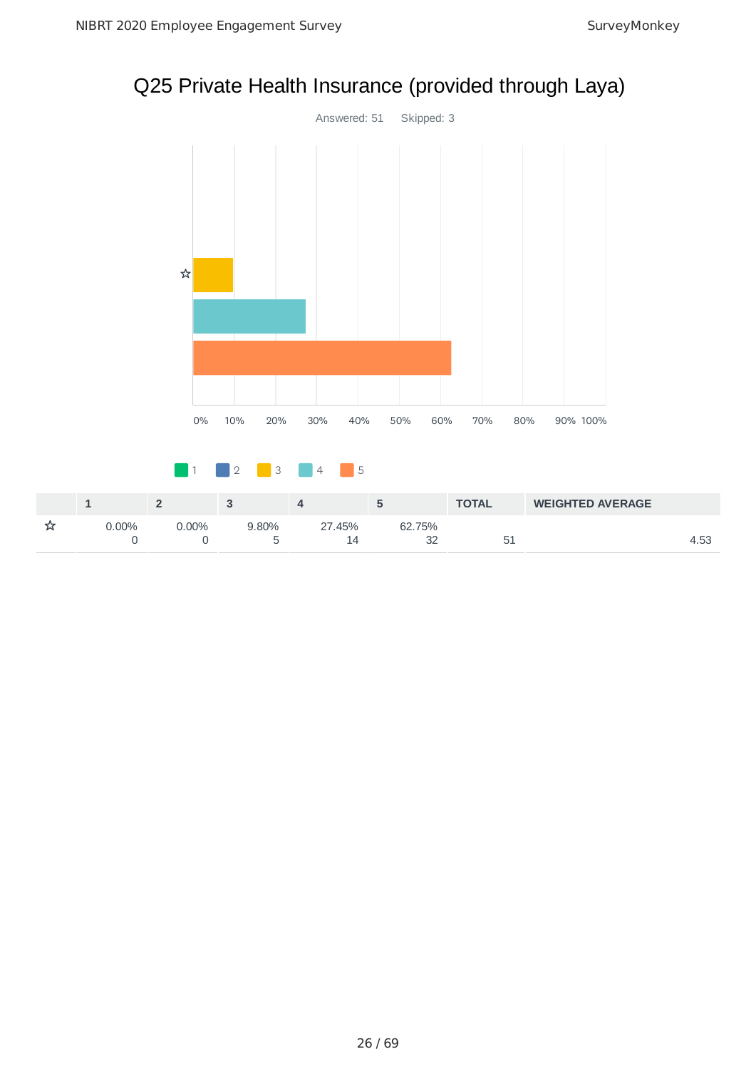# Q25 Private Health Insurance (provided through Laya)

Answered: 51    Skipped: 3

|   | 1 | 2 | 3 | 4 | 5 | TOTAL | WEIGHTED AVERAGE |
|---|---|---|---|---|---|---|---|
| ☆ | 0.00%<br>0 | 0.00%<br>0 | 9.80%<br>5 | 27.45%<br>14 | 62.75%<br>32 | 51 | 4.53 |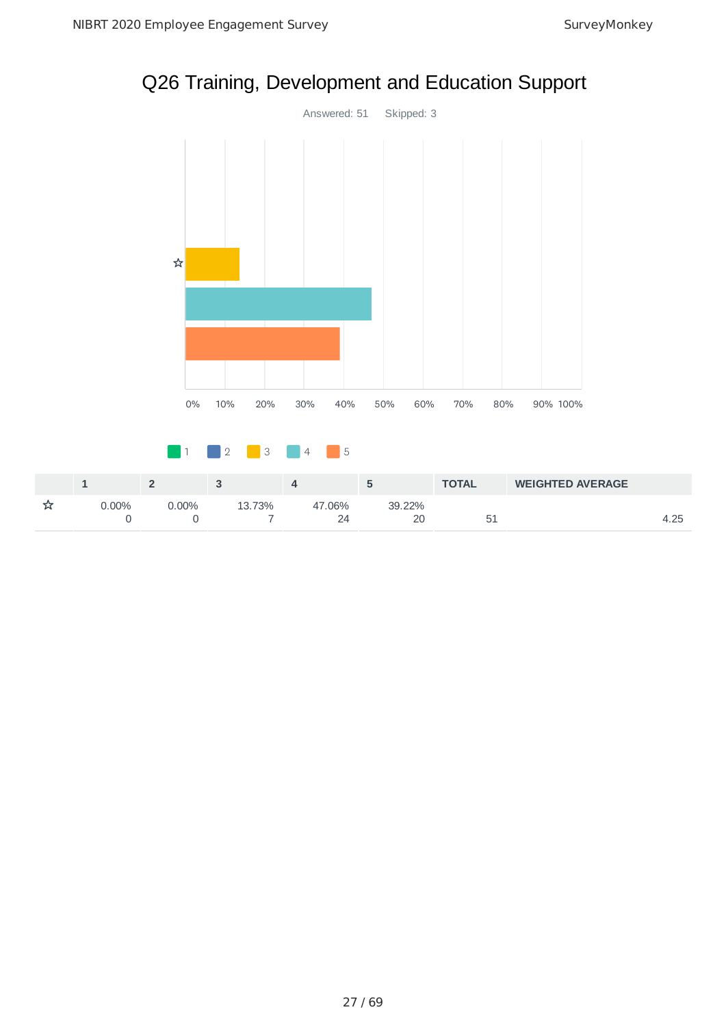# Q26 Training, Development and Education Support

Answered: 51    Skipped: 3

|   | 1 | 2 | 3 | 4 | 5 | TOTAL | WEIGHTED AVERAGE |
|---|---|---|---|---|---|---|---|
| ☆ | 0.00% 0 | 0.00% 0 | 13.73% 7 | 47.06% 24 | 39.22% 20 | 51 | 4.25 |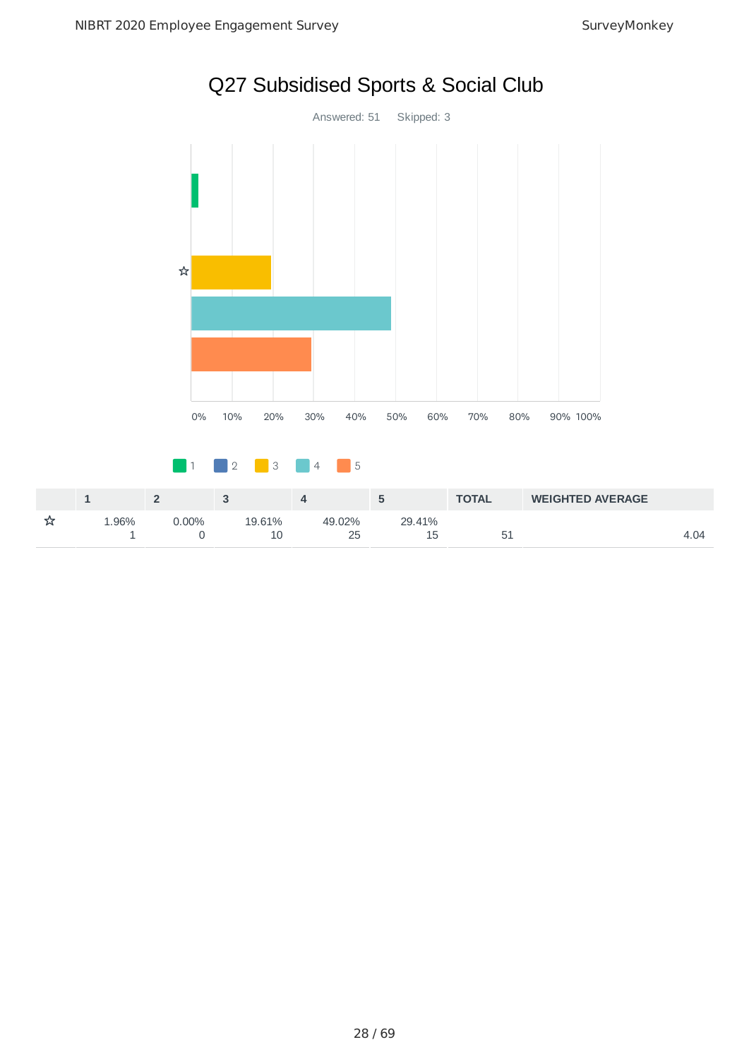# Q27 Subsidised Sports & Social Club

Answered: 51 Skipped: 3

|  | 1 | 2 | 3 | 4 | 5 | TOTAL | WEIGHTED AVERAGE |
|---|---|---|---|---|---|---|---|
| ☆ | 1.96% 1 | 0.00% 0 | 19.61% 10 | 49.02% 25 | 29.41% 15 | 51 | 4.04 |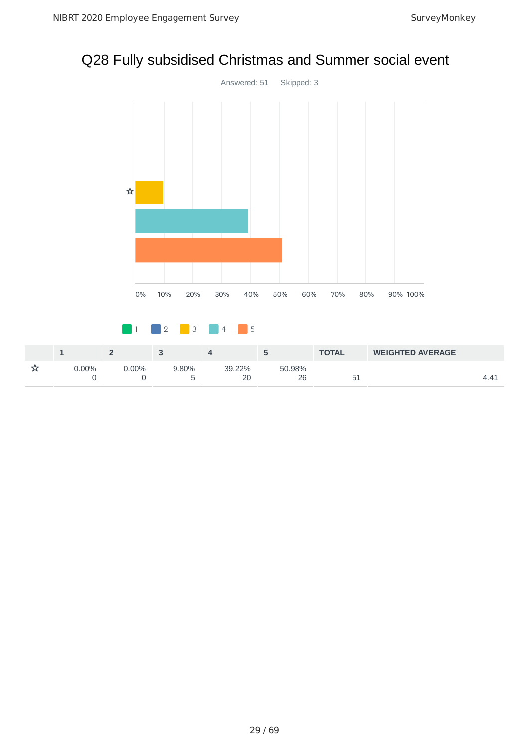# Q28 Fully subsidised Christmas and Summer social event

Answered: 51    Skipped: 3

|  | 1 | 2 | 3 | 4 | 5 | TOTAL | WEIGHTED AVERAGE |
|---|---|---|---|---|---|---|---|
| ☆ | 0.00%<br>0 | 0.00%<br>0 | 9.80%<br>5 | 39.22%<br>20 | 50.98%<br>26 | 51 | 4.41 |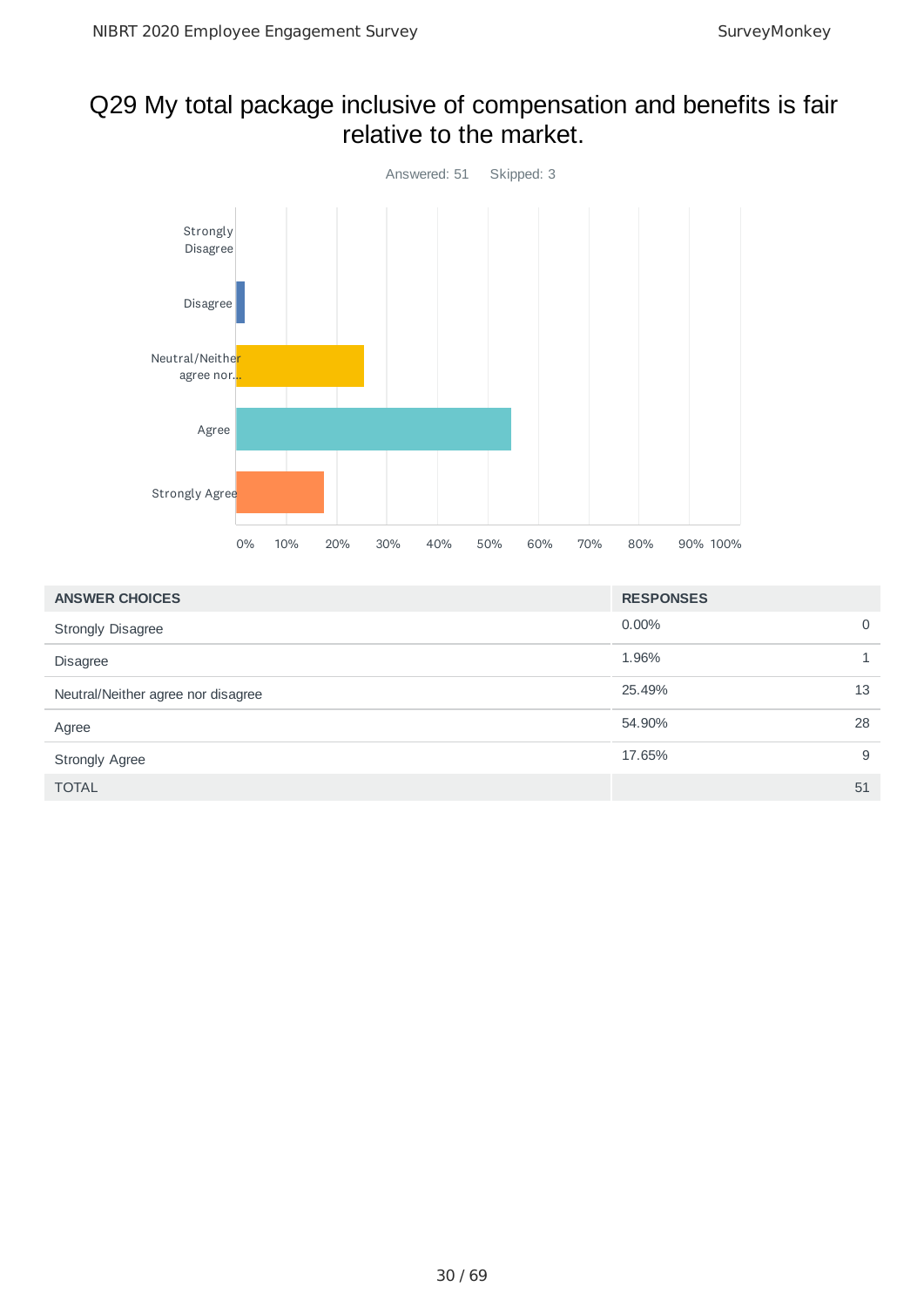## Q29 My total package inclusive of compensation and benefits is fair relative to the market.

Answered: 51 Skipped: 3

| ANSWER CHOICES | RESPONSES | |
|---|---|---|
| Strongly Disagree | 0.00% | 0 |
| Disagree | 1.96% | 1 |
| Neutral/Neither agree nor disagree | 25.49% | 13 |
| Agree | 54.90% | 28 |
| Strongly Agree | 17.65% | 9 |
| TOTAL | | 51 |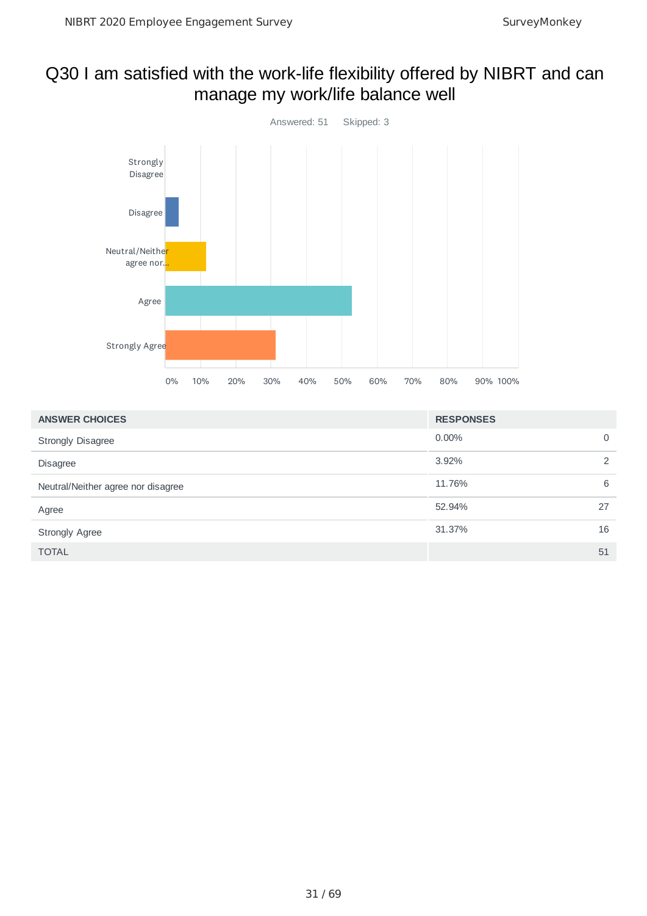# Q30 I am satisfied with the work-life flexibility offered by NIBRT and can manage my work/life balance well

Answered: 51 Skipped: 3

| ANSWER CHOICES | RESPONSES | |
|---|---|---|
| Strongly Disagree | 0.00% | 0 |
| Disagree | 3.92% | 2 |
| Neutral/Neither agree nor disagree | 11.76% | 6 |
| Agree | 52.94% | 27 |
| Strongly Agree | 31.37% | 16 |
| TOTAL | | 51 |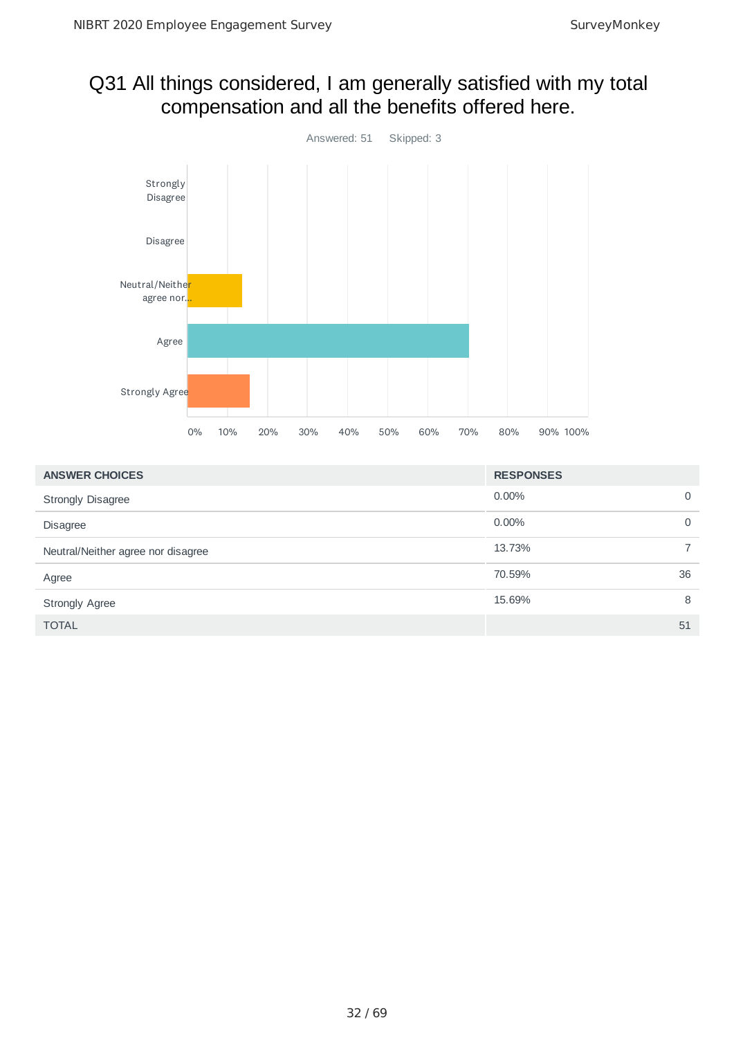# Q31 All things considered, I am generally satisfied with my total compensation and all the benefits offered here.

Answered: 51 Skipped: 3

| ANSWER CHOICES | RESPONSES | |
|---|---|---|
| Strongly Disagree | 0.00% | 0 |
| Disagree | 0.00% | 0 |
| Neutral/Neither agree nor disagree | 13.73% | 7 |
| Agree | 70.59% | 36 |
| Strongly Agree | 15.69% | 8 |
| TOTAL | | 51 |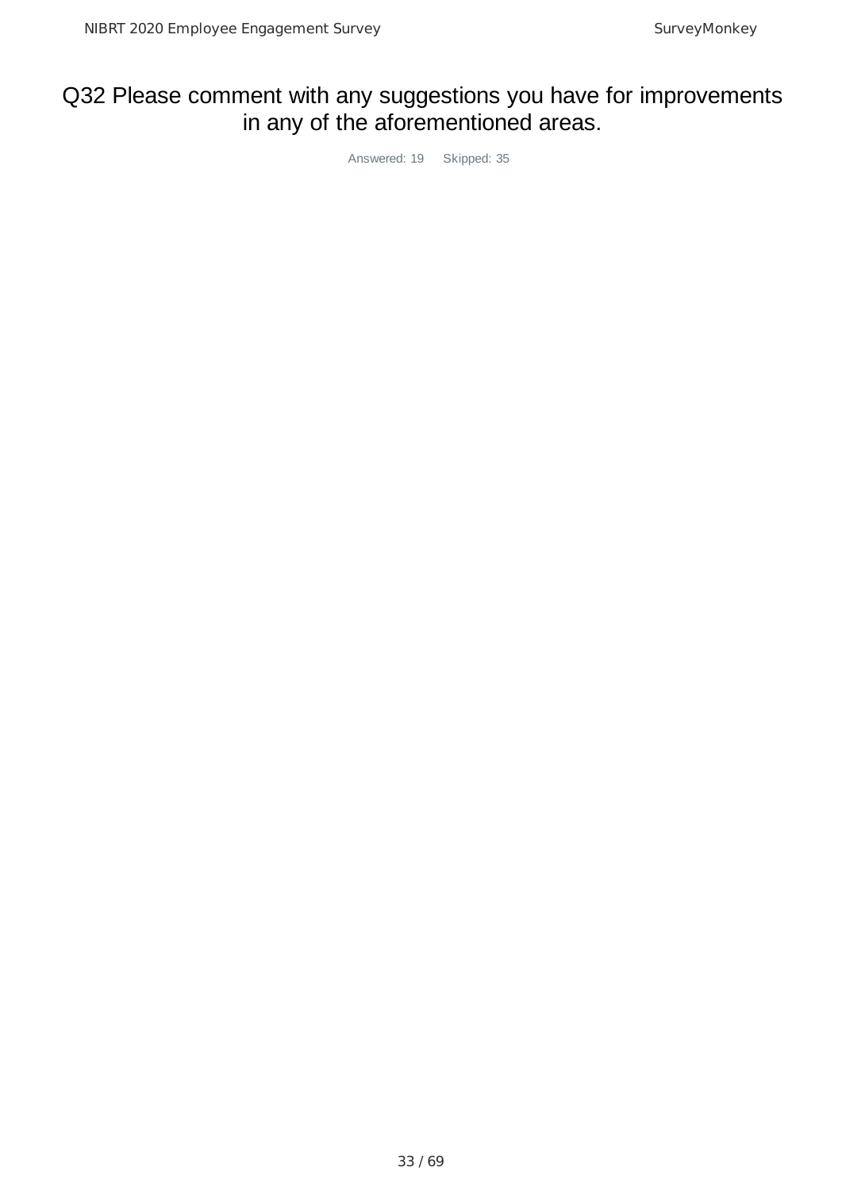# Q32 Please comment with any suggestions you have for improvements in any of the aforementioned areas.

Answered: 19 Skipped: 35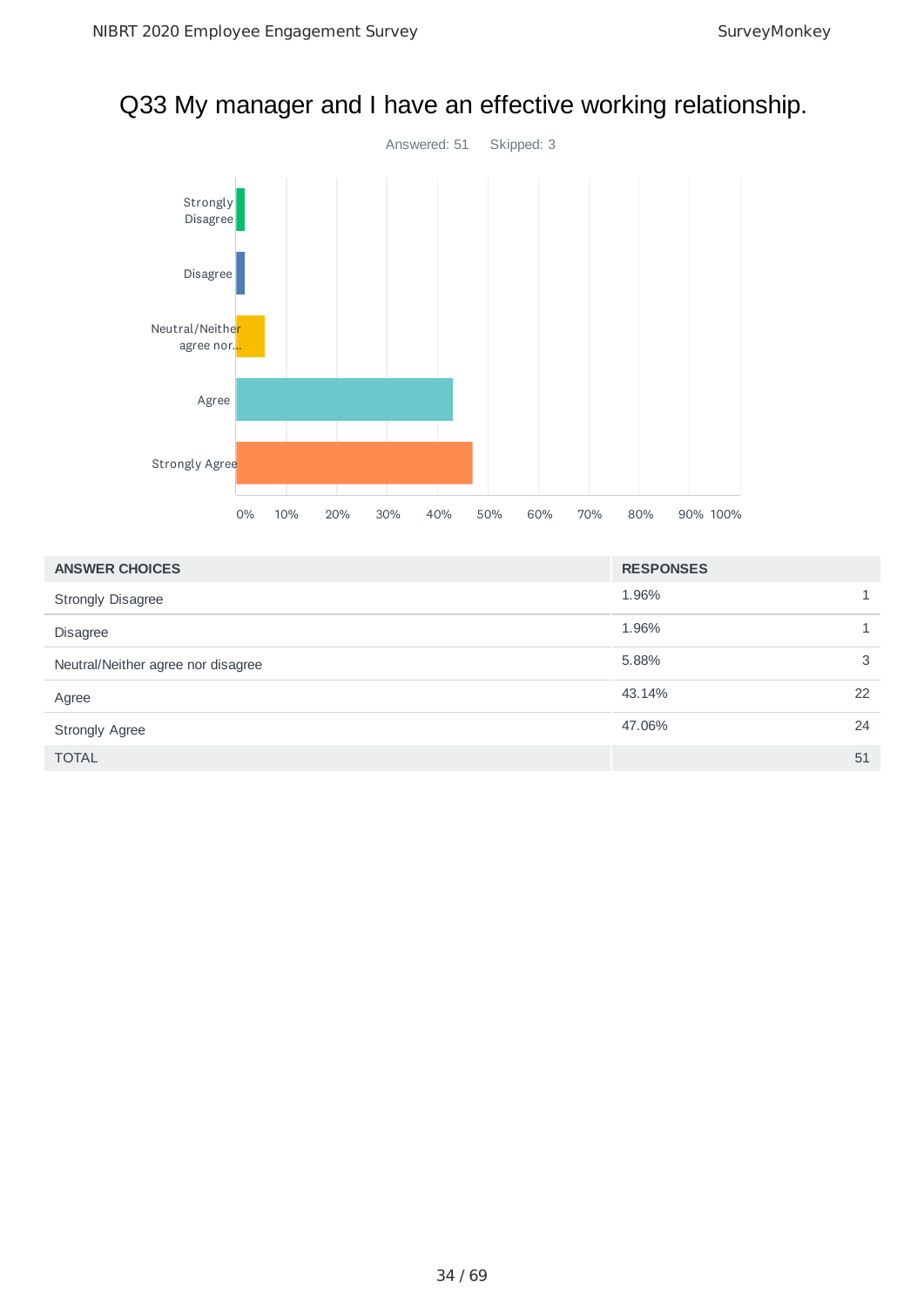# Q33 My manager and I have an effective working relationship.

Answered: 51 Skipped: 3

| ANSWER CHOICES | RESPONSES | |
|---|---|---|
| Strongly Disagree | 1.96% | 1 |
| Disagree | 1.96% | 1 |
| Neutral/Neither agree nor disagree | 5.88% | 3 |
| Agree | 43.14% | 22 |
| Strongly Agree | 47.06% | 24 |
| TOTAL | | 51 |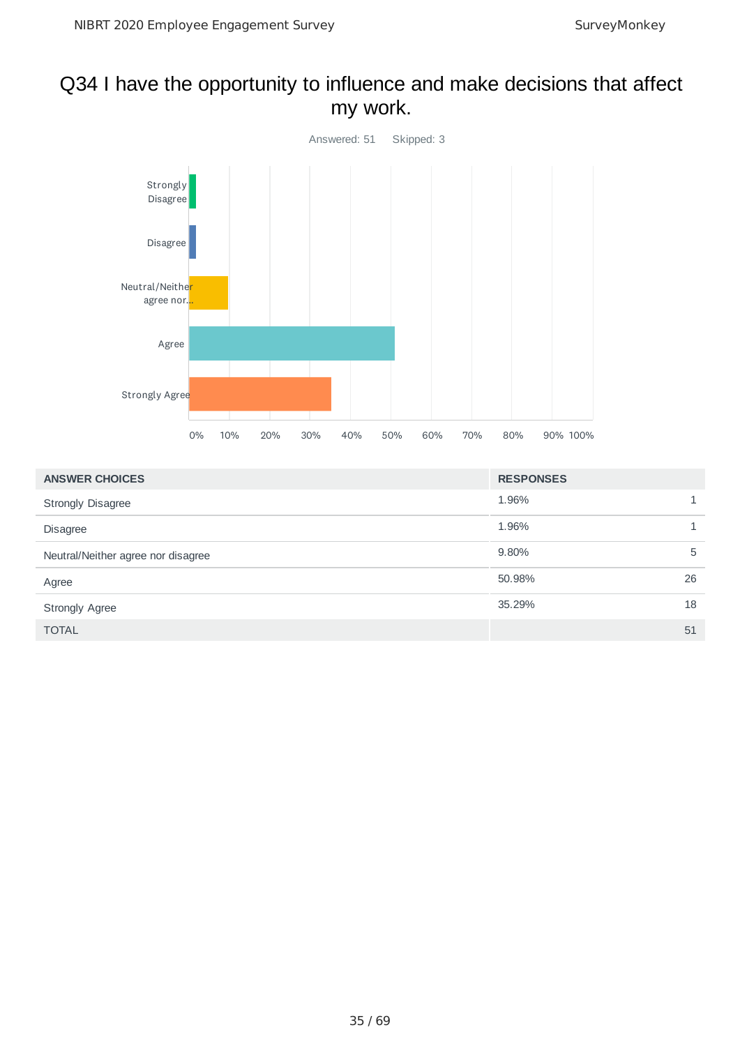# Q34 I have the opportunity to influence and make decisions that affect my work.

Answered: 51 Skipped: 3

| ANSWER CHOICES | RESPONSES | |
|---|---|---|
| Strongly Disagree | 1.96% | 1 |
| Disagree | 1.96% | 1 |
| Neutral/Neither agree nor disagree | 9.80% | 5 |
| Agree | 50.98% | 26 |
| Strongly Agree | 35.29% | 18 |
| TOTAL | | 51 |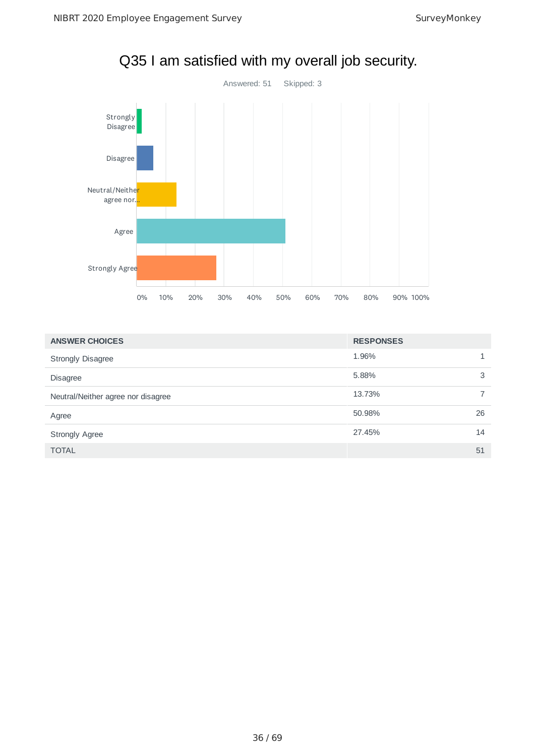# Q35 I am satisfied with my overall job security.

Answered: 51 Skipped: 3

| ANSWER CHOICES | RESPONSES | |
|---|---|---|
| Strongly Disagree | 1.96% | 1 |
| Disagree | 5.88% | 3 |
| Neutral/Neither agree nor disagree | 13.73% | 7 |
| Agree | 50.98% | 26 |
| Strongly Agree | 27.45% | 14 |
| TOTAL | | 51 |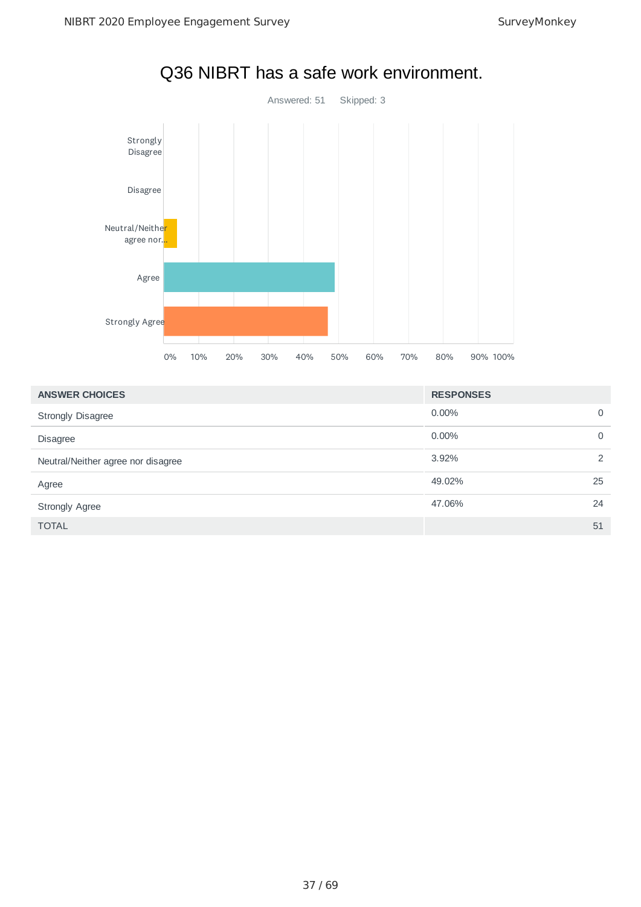# Q36 NIBRT has a safe work environment.

Answered: 51 Skipped: 3

| ANSWER CHOICES | RESPONSES | |
|---|---|---|
| Strongly Disagree | 0.00% | 0 |
| Disagree | 0.00% | 0 |
| Neutral/Neither agree nor disagree | 3.92% | 2 |
| Agree | 49.02% | 25 |
| Strongly Agree | 47.06% | 24 |
| TOTAL | | 51 |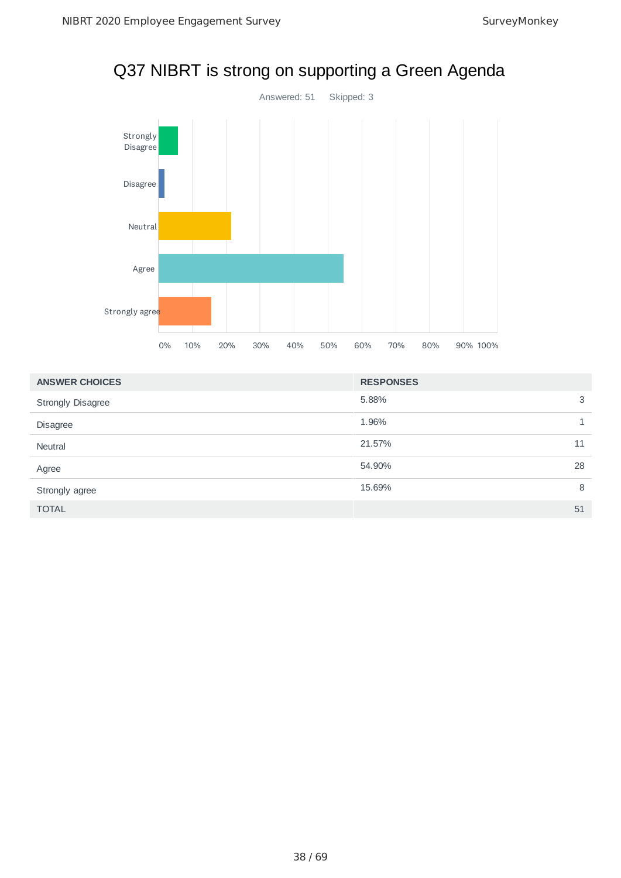# Q37 NIBRT is strong on supporting a Green Agenda

Answered: 51    Skipped: 3

| ANSWER CHOICES | RESPONSES | |
|---|---|---|
| Strongly Disagree | 5.88% | 3 |
| Disagree | 1.96% | 1 |
| Neutral | 21.57% | 11 |
| Agree | 54.90% | 28 |
| Strongly agree | 15.69% | 8 |
| TOTAL | | 51 |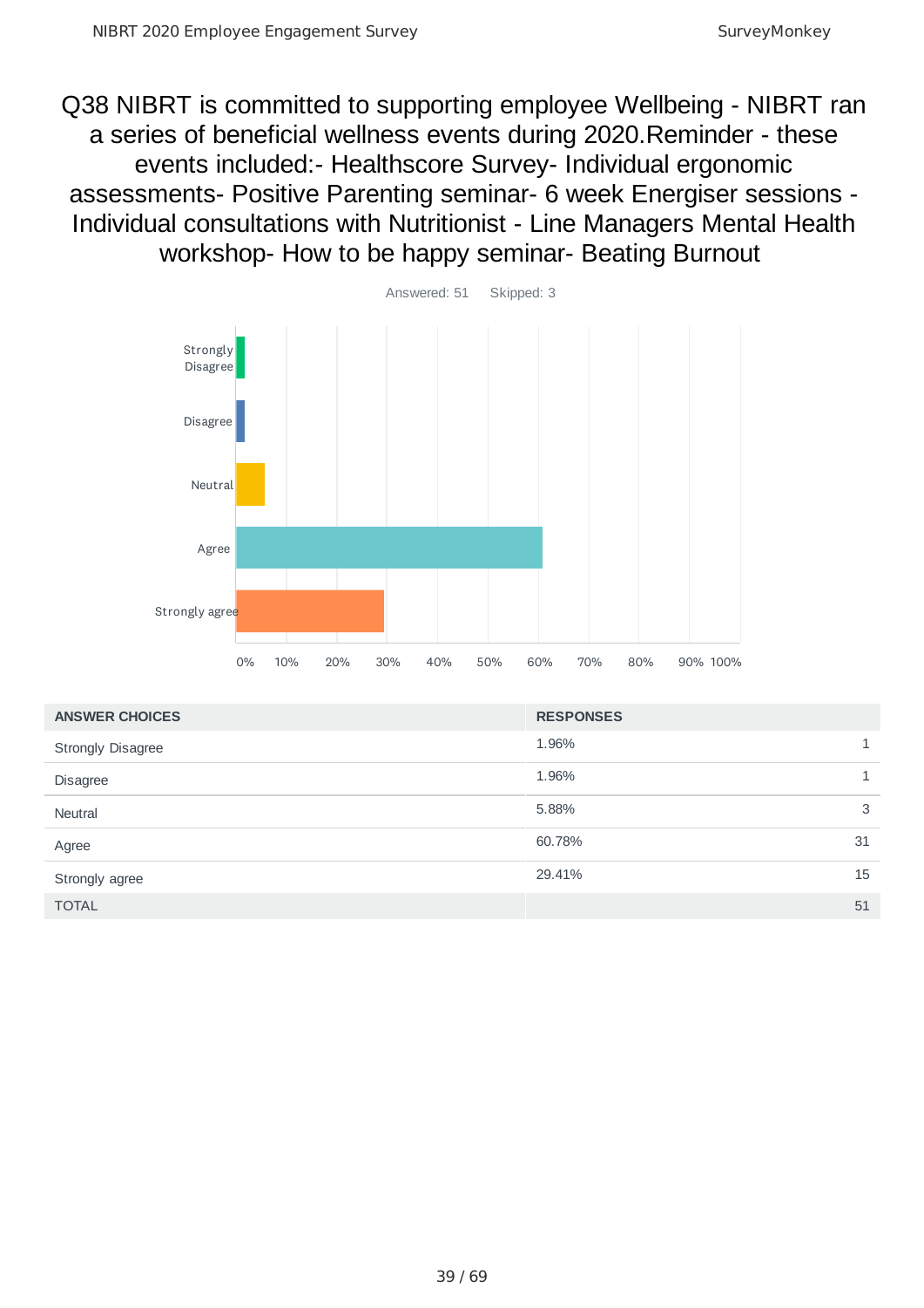# Q38 NIBRT is committed to supporting employee Wellbeing - NIBRT ran a series of beneficial wellness events during 2020.Reminder - these events included:- Healthscore Survey- Individual ergonomic assessments- Positive Parenting seminar- 6 week Energiser sessions - Individual consultations with Nutritionist - Line Managers Mental Health workshop- How to be happy seminar- Beating Burnout

Answered: 51 Skipped: 3

| ANSWER CHOICES | RESPONSES | |
|---|---|---|
| Strongly Disagree | 1.96% | 1 |
| Disagree | 1.96% | 1 |
| Neutral | 5.88% | 3 |
| Agree | 60.78% | 31 |
| Strongly agree | 29.41% | 15 |
| TOTAL | | 51 |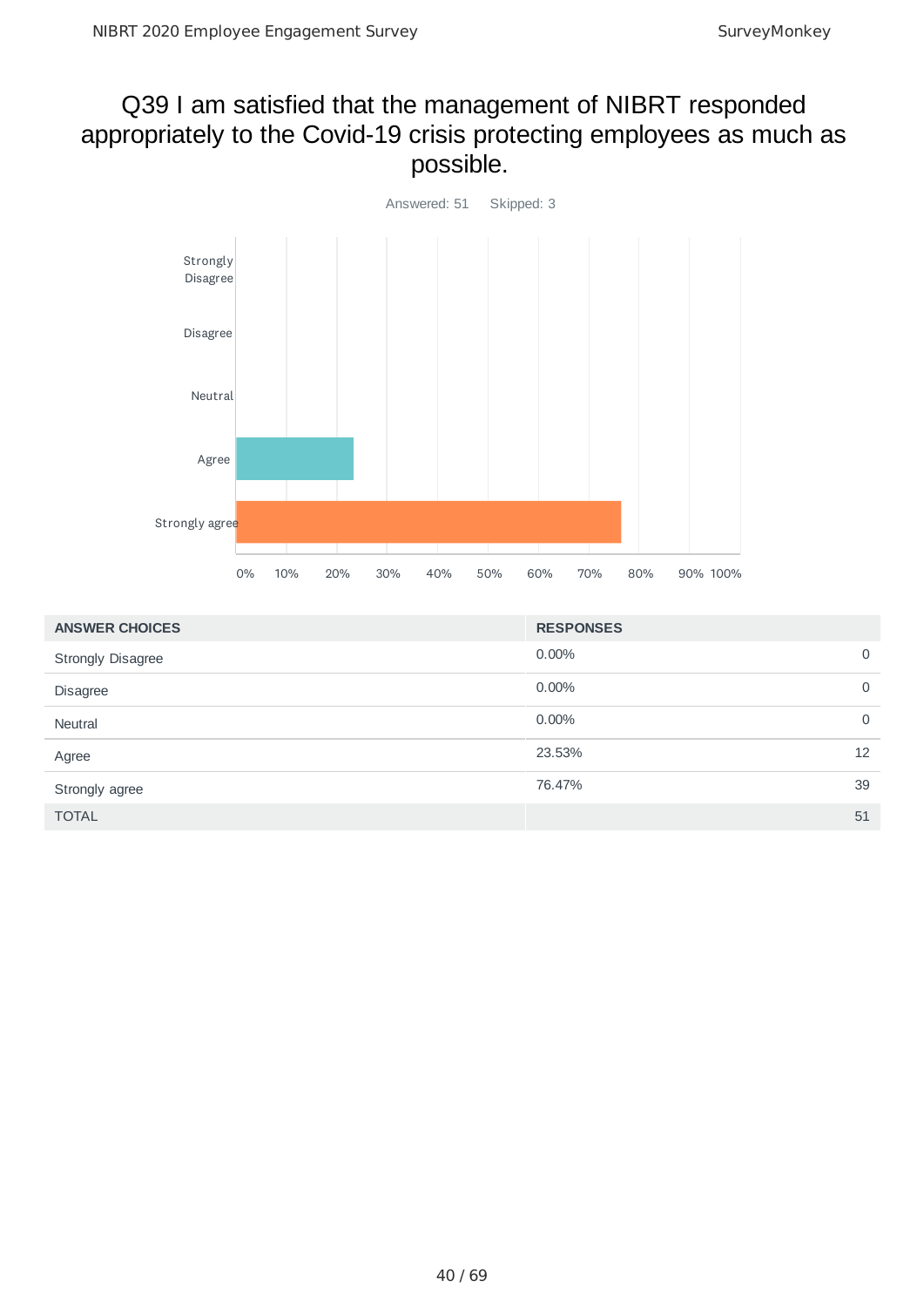## Q39 I am satisfied that the management of NIBRT responded appropriately to the Covid-19 crisis protecting employees as much as possible.

Answered: 51 Skipped: 3

| ANSWER CHOICES | RESPONSES | |
|---|---|---|
| Strongly Disagree | 0.00% | 0 |
| Disagree | 0.00% | 0 |
| Neutral | 0.00% | 0 |
| Agree | 23.53% | 12 |
| Strongly agree | 76.47% | 39 |
| TOTAL | | 51 |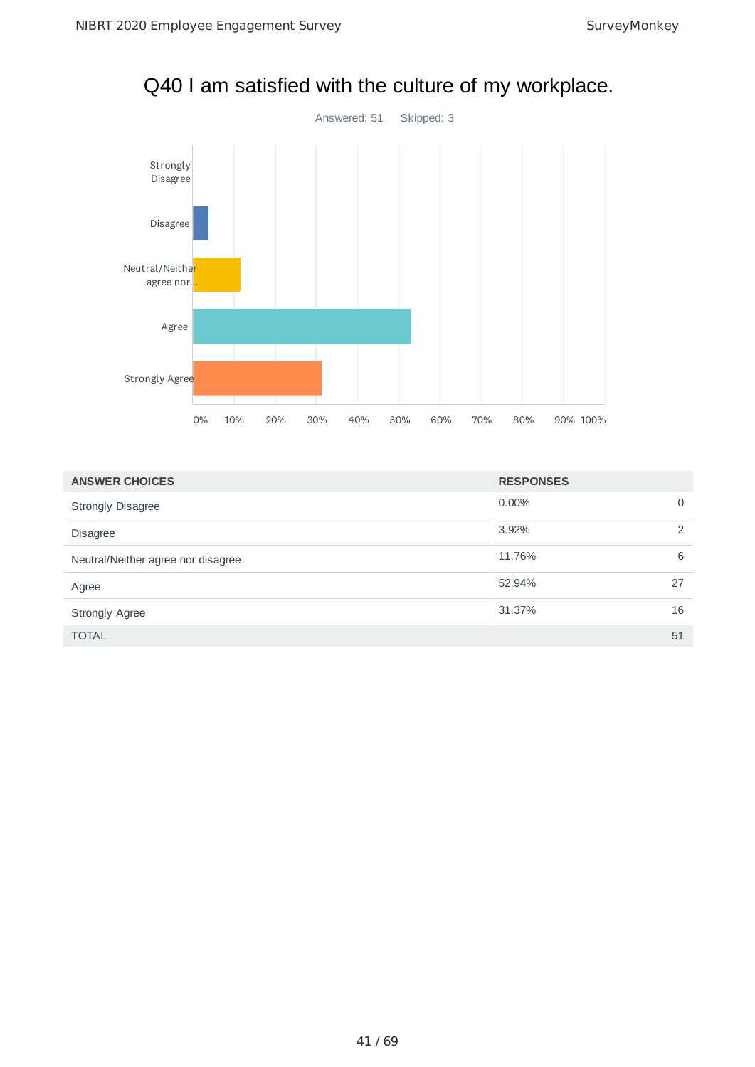# Q40 I am satisfied with the culture of my workplace.

Answered: 51 Skipped: 3

| ANSWER CHOICES | RESPONSES | |
|---|---|---|
| Strongly Disagree | 0.00% | 0 |
| Disagree | 3.92% | 2 |
| Neutral/Neither agree nor disagree | 11.76% | 6 |
| Agree | 52.94% | 27 |
| Strongly Agree | 31.37% | 16 |
| TOTAL | | 51 |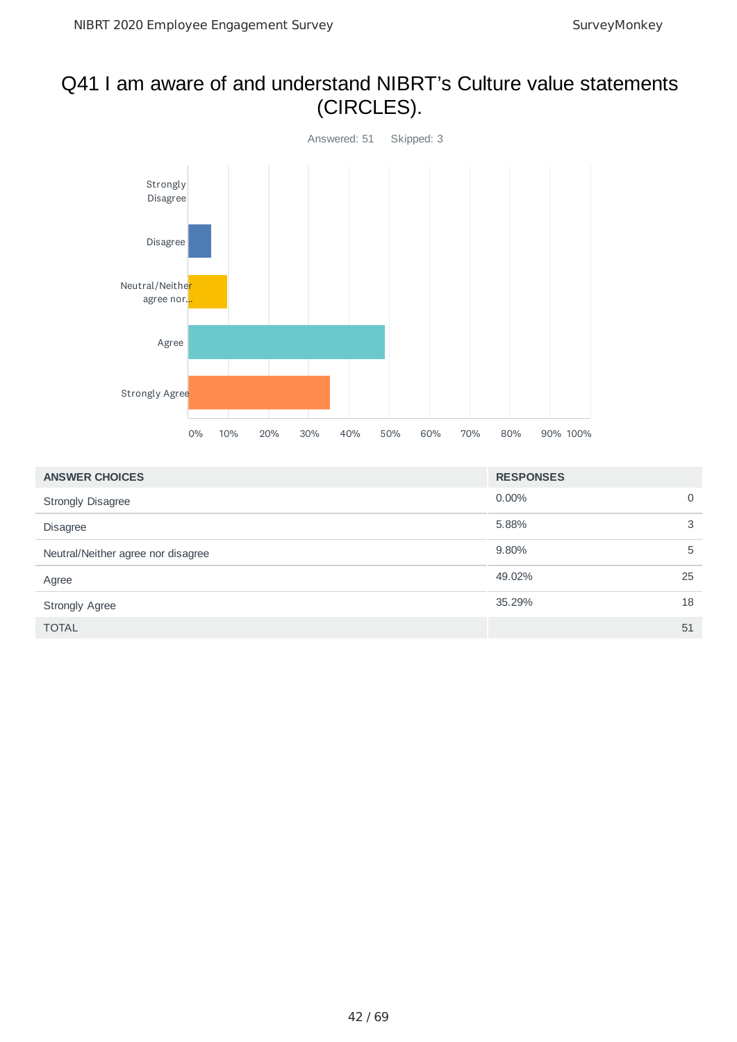# Q41 I am aware of and understand NIBRT's Culture value statements (CIRCLES).

Answered: 51    Skipped: 3

| ANSWER CHOICES | RESPONSES | |
|---|---|---|
| Strongly Disagree | 0.00% | 0 |
| Disagree | 5.88% | 3 |
| Neutral/Neither agree nor disagree | 9.80% | 5 |
| Agree | 49.02% | 25 |
| Strongly Agree | 35.29% | 18 |
| TOTAL | | 51 |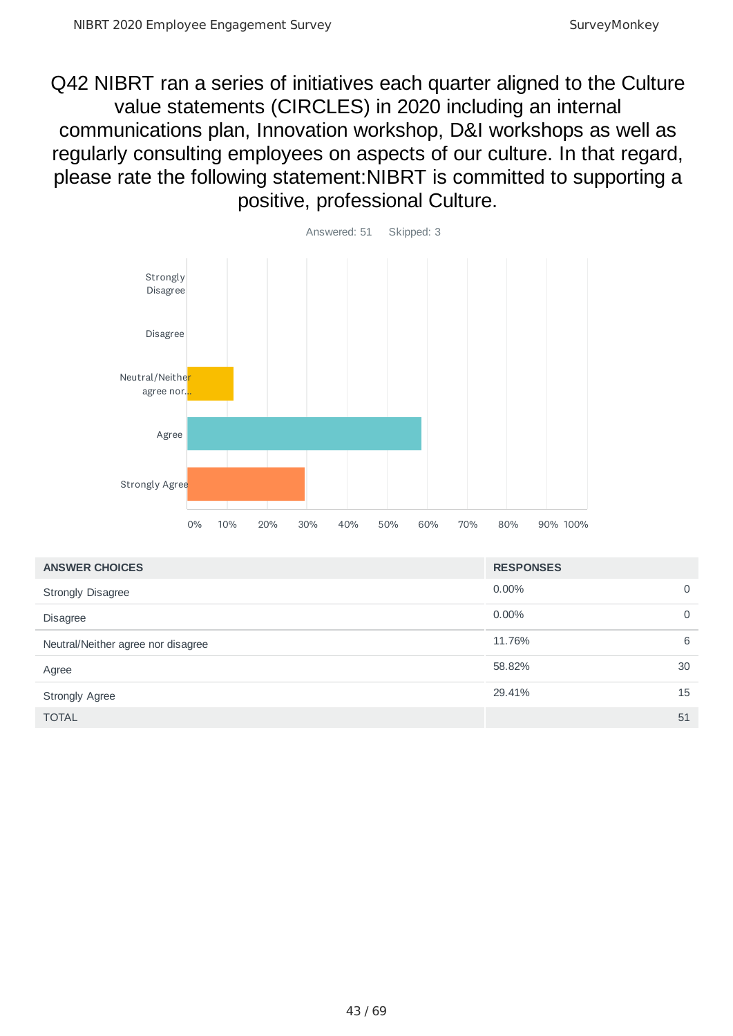# Q42 NIBRT ran a series of initiatives each quarter aligned to the Culture value statements (CIRCLES) in 2020 including an internal communications plan, Innovation workshop, D&I workshops as well as regularly consulting employees on aspects of our culture. In that regard, please rate the following statement:NIBRT is committed to supporting a positive, professional Culture.

Answered: 51 Skipped: 3

| ANSWER CHOICES | RESPONSES | |
|---|---|---|
| Strongly Disagree | 0.00% | 0 |
| Disagree | 0.00% | 0 |
| Neutral/Neither agree nor disagree | 11.76% | 6 |
| Agree | 58.82% | 30 |
| Strongly Agree | 29.41% | 15 |
| TOTAL | | 51 |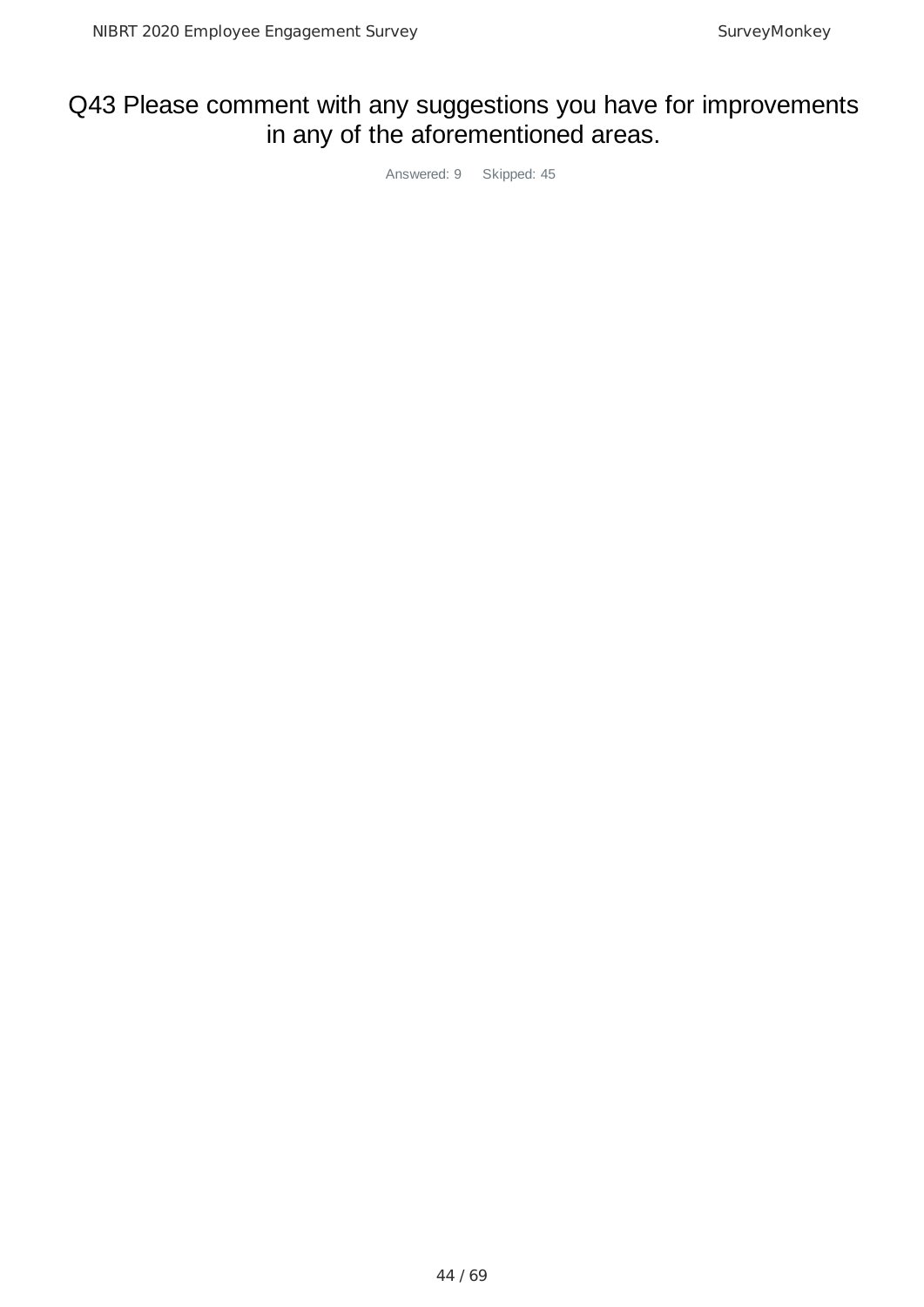# Q43 Please comment with any suggestions you have for improvements in any of the aforementioned areas.

Answered: 9 Skipped: 45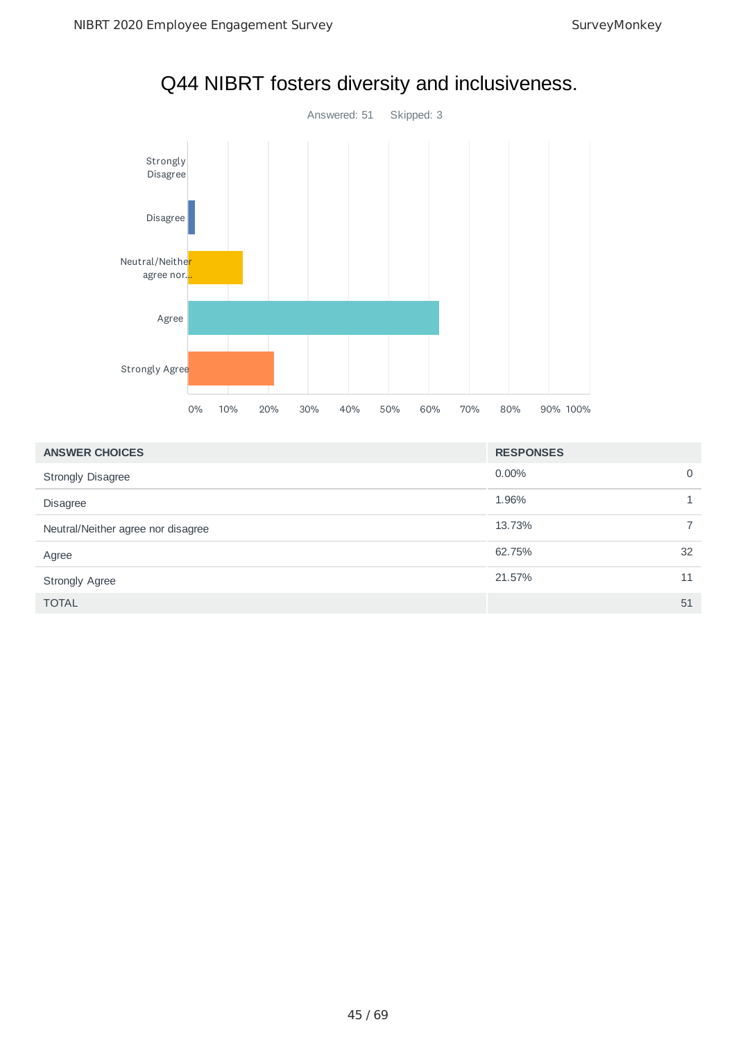# Q44 NIBRT fosters diversity and inclusiveness.

Answered: 51 Skipped: 3

| ANSWER CHOICES | RESPONSES | |
|---|---|---|
| Strongly Disagree | 0.00% | 0 |
| Disagree | 1.96% | 1 |
| Neutral/Neither agree nor disagree | 13.73% | 7 |
| Agree | 62.75% | 32 |
| Strongly Agree | 21.57% | 11 |
| TOTAL | | 51 |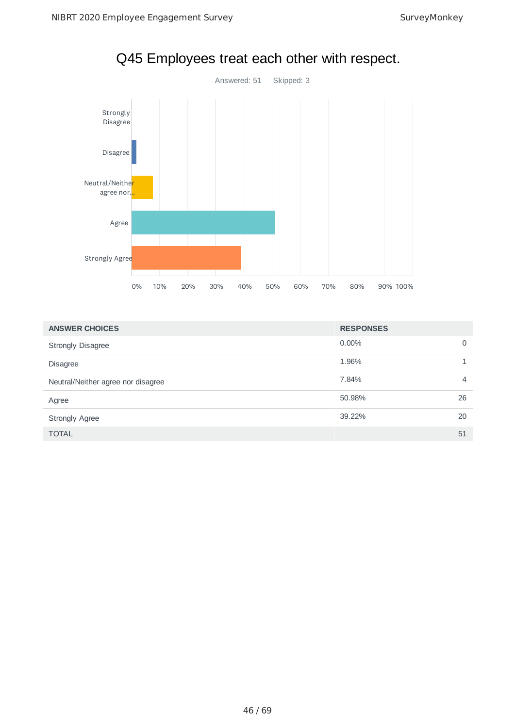# Q45 Employees treat each other with respect.

Answered: 51 Skipped: 3

| ANSWER CHOICES | RESPONSES | |
|---|---|---|
| Strongly Disagree | 0.00% | 0 |
| Disagree | 1.96% | 1 |
| Neutral/Neither agree nor disagree | 7.84% | 4 |
| Agree | 50.98% | 26 |
| Strongly Agree | 39.22% | 20 |
| TOTAL | | 51 |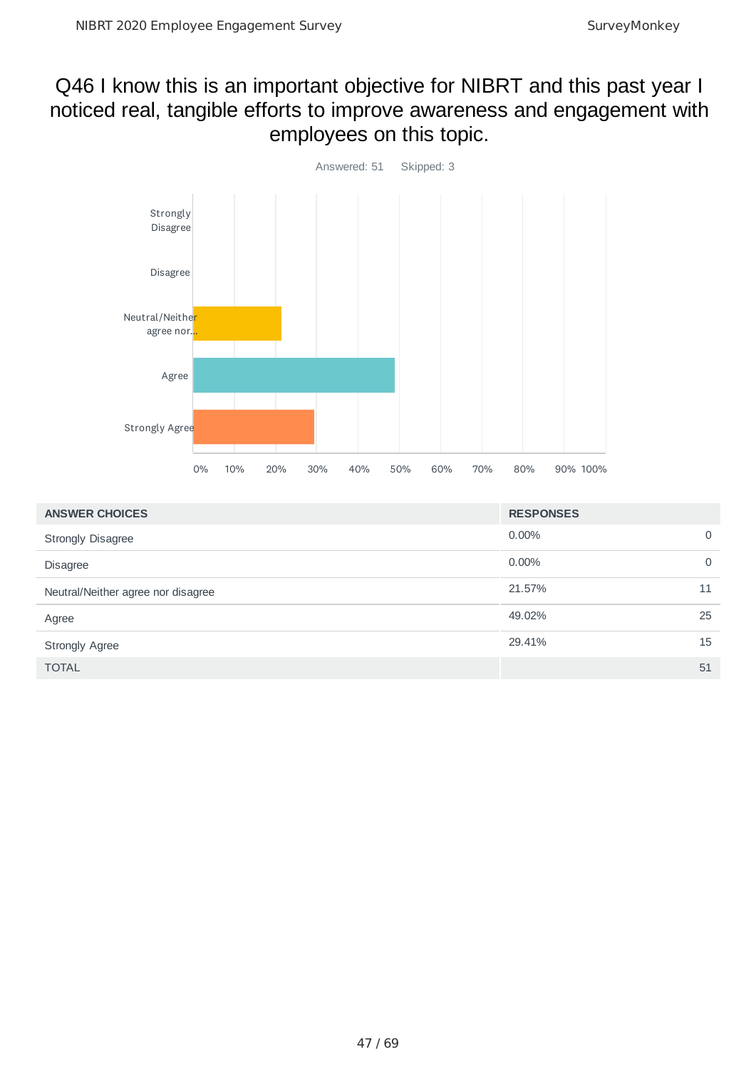## Q46 I know this is an important objective for NIBRT and this past year I noticed real, tangible efforts to improve awareness and engagement with employees on this topic.

Answered: 51 Skipped: 3

| ANSWER CHOICES | RESPONSES | |
|---|---|---|
| Strongly Disagree | 0.00% | 0 |
| Disagree | 0.00% | 0 |
| Neutral/Neither agree nor disagree | 21.57% | 11 |
| Agree | 49.02% | 25 |
| Strongly Agree | 29.41% | 15 |
| TOTAL | | 51 |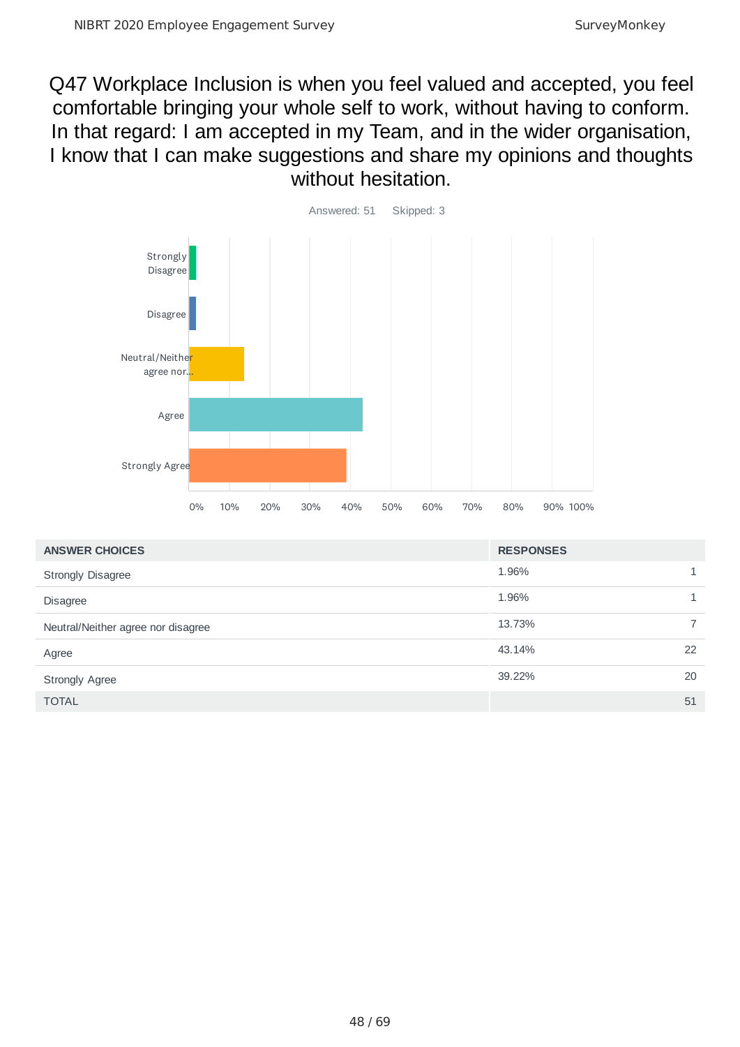## Q47 Workplace Inclusion is when you feel valued and accepted, you feel comfortable bringing your whole self to work, without having to conform. In that regard: I am accepted in my Team, and in the wider organisation, I know that I can make suggestions and share my opinions and thoughts without hesitation.

Answered: 51 Skipped: 3

| ANSWER CHOICES | RESPONSES | |
|---|---|---|
| Strongly Disagree | 1.96% | 1 |
| Disagree | 1.96% | 1 |
| Neutral/Neither agree nor disagree | 13.73% | 7 |
| Agree | 43.14% | 22 |
| Strongly Agree | 39.22% | 20 |
| TOTAL | | 51 |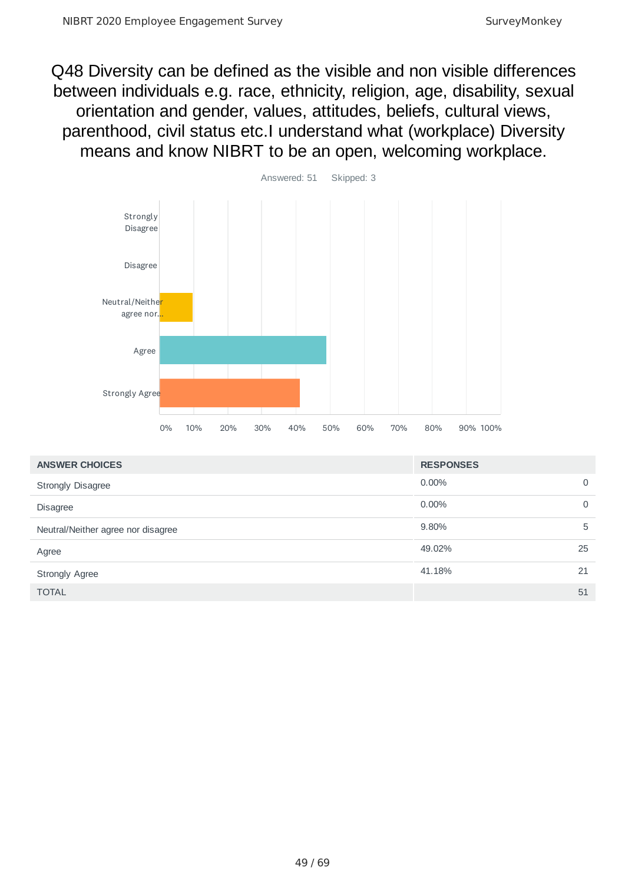# Q48 Diversity can be defined as the visible and non visible differences between individuals e.g. race, ethnicity, religion, age, disability, sexual orientation and gender, values, attitudes, beliefs, cultural views, parenthood, civil status etc.I understand what (workplace) Diversity means and know NIBRT to be an open, welcoming workplace.

Answered: 51    Skipped: 3

| ANSWER CHOICES | RESPONSES | |
|---|---|---|
| Strongly Disagree | 0.00% | 0 |
| Disagree | 0.00% | 0 |
| Neutral/Neither agree nor disagree | 9.80% | 5 |
| Agree | 49.02% | 25 |
| Strongly Agree | 41.18% | 21 |
| TOTAL | | 51 |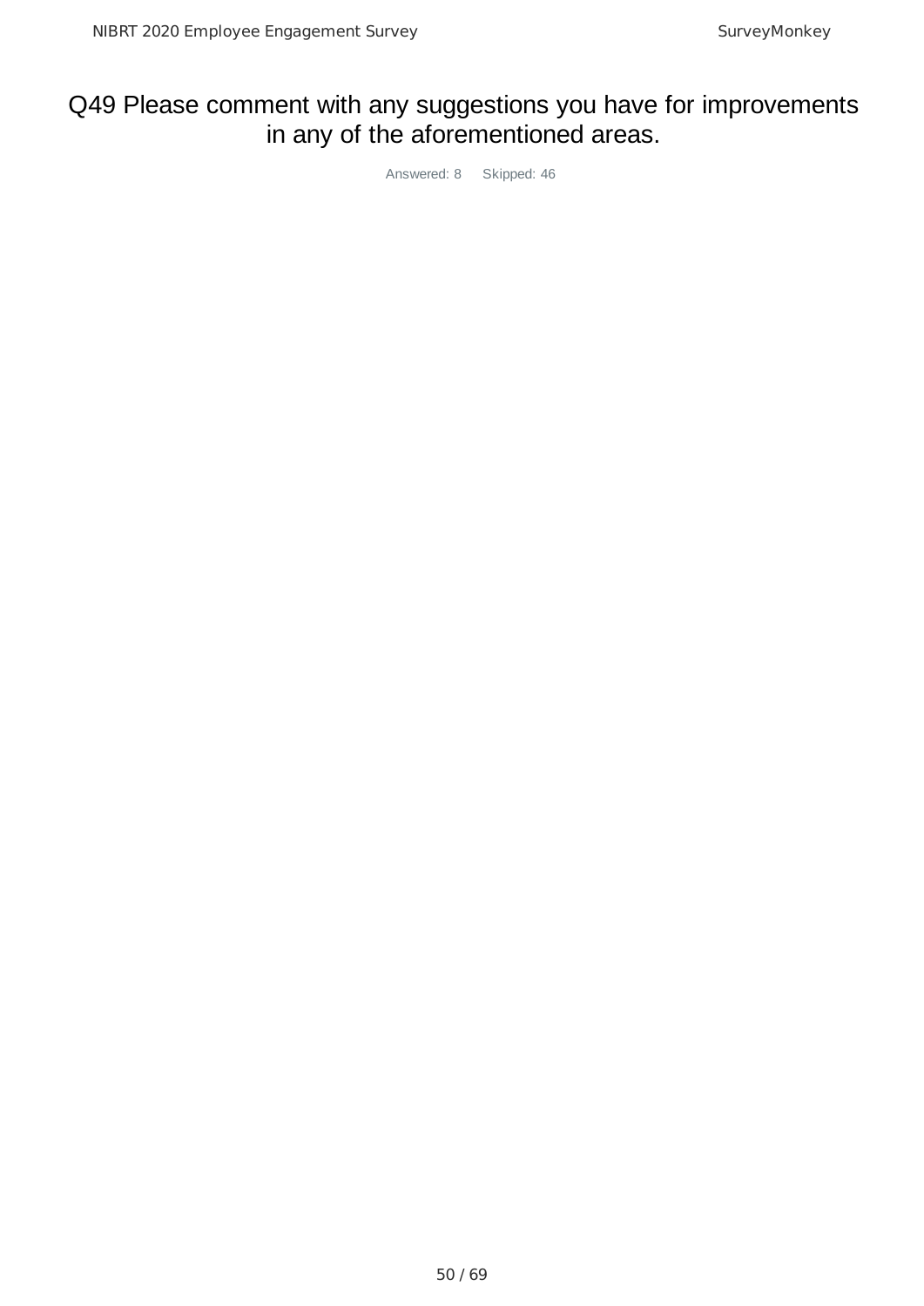# Q49 Please comment with any suggestions you have for improvements in any of the aforementioned areas.

Answered: 8 Skipped: 46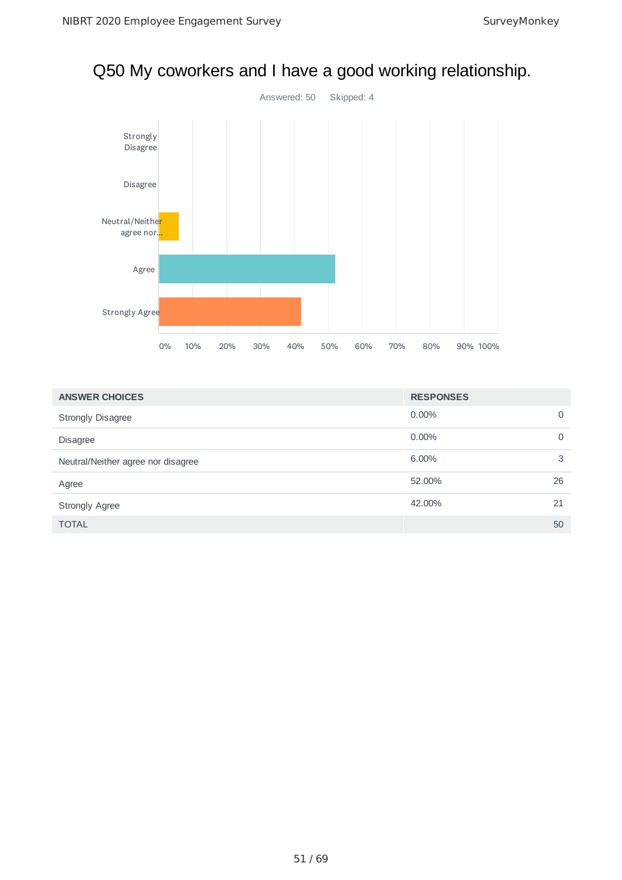# Q50 My coworkers and I have a good working relationship.

Answered: 50    Skipped: 4

| ANSWER CHOICES | RESPONSES | |
|---|---|---|
| Strongly Disagree | 0.00% | 0 |
| Disagree | 0.00% | 0 |
| Neutral/Neither agree nor disagree | 6.00% | 3 |
| Agree | 52.00% | 26 |
| Strongly Agree | 42.00% | 21 |
| TOTAL | | 50 |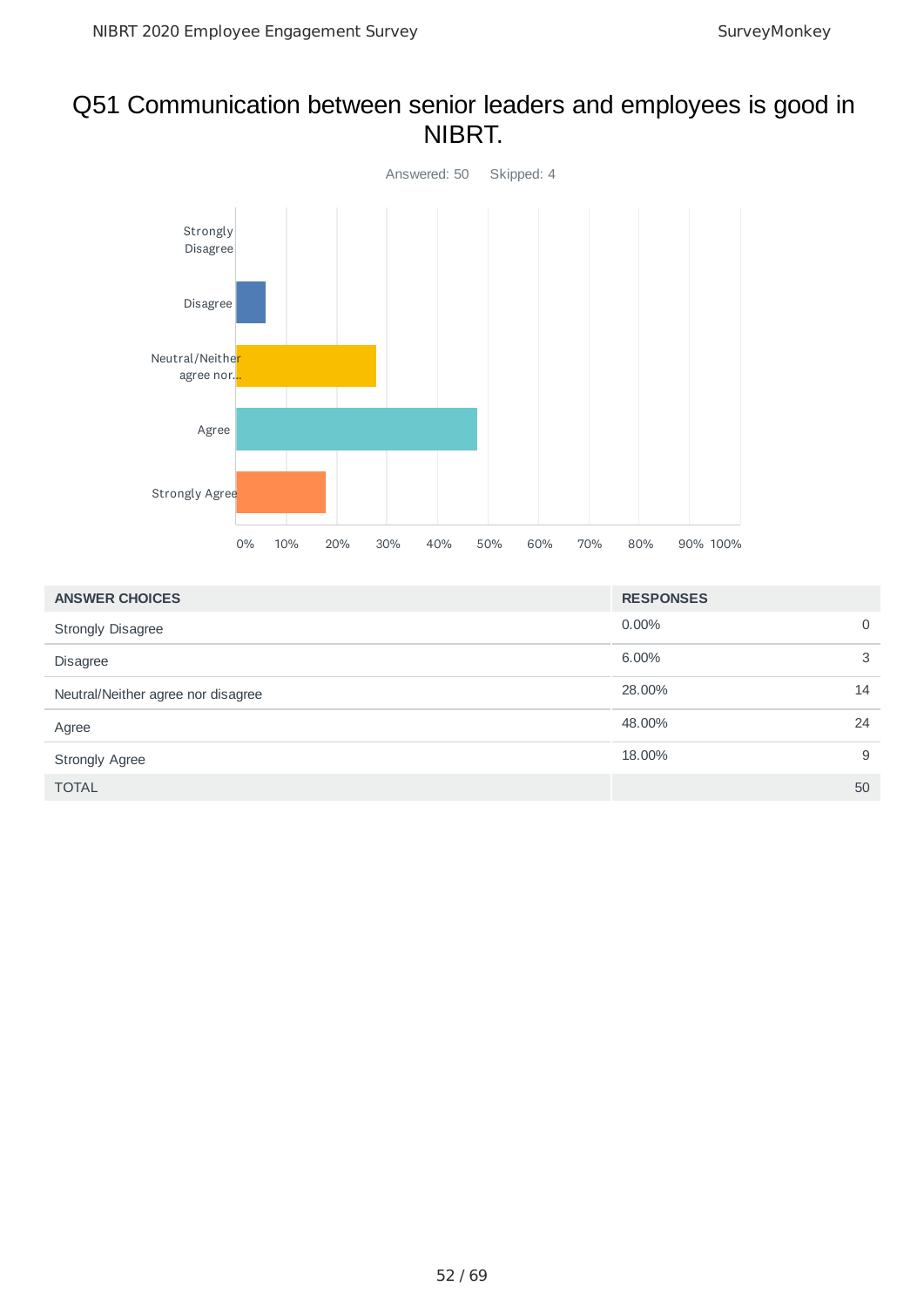# Q51 Communication between senior leaders and employees is good in NIBRT.

Answered: 50 Skipped: 4

| ANSWER CHOICES | RESPONSES | |
|---|---|---|
| Strongly Disagree | 0.00% | 0 |
| Disagree | 6.00% | 3 |
| Neutral/Neither agree nor disagree | 28.00% | 14 |
| Agree | 48.00% | 24 |
| Strongly Agree | 18.00% | 9 |
| TOTAL | | 50 |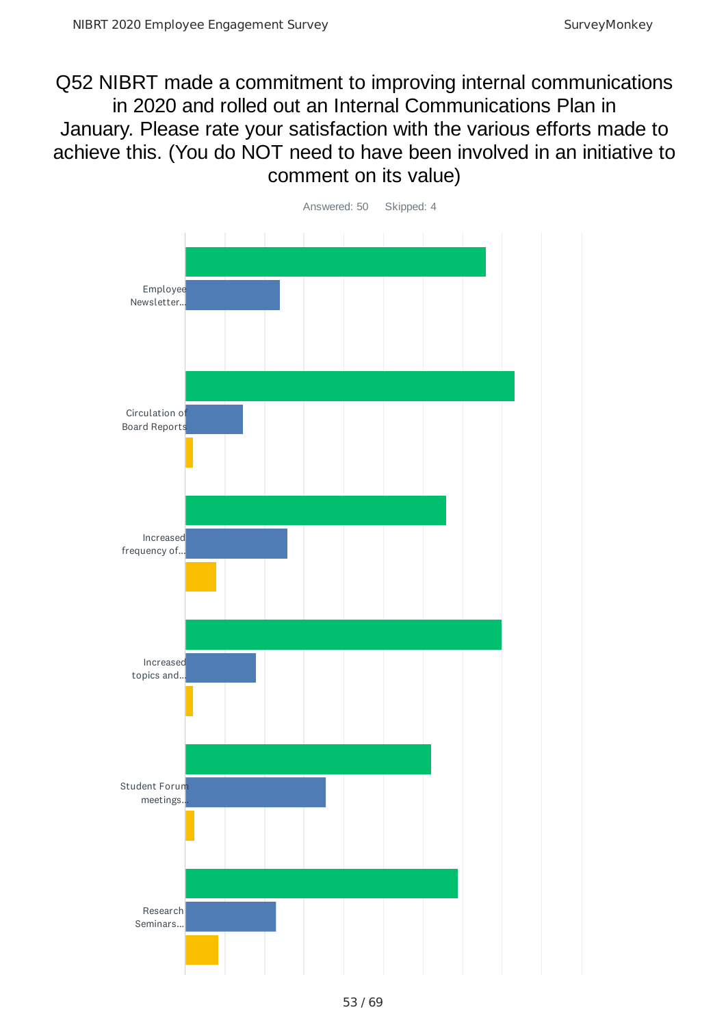# Q52 NIBRT made a commitment to improving internal communications in 2020 and rolled out an Internal Communications Plan in January. Please rate your satisfaction with the various efforts made to achieve this. (You do NOT need to have been involved in an initiative to comment on its value)

Answered: 50 Skipped: 4

Employee Newsletter...

Circulation of Board Reports

Increased frequency of...

Increased topics and...

Student Forum meetings...

Research Seminars...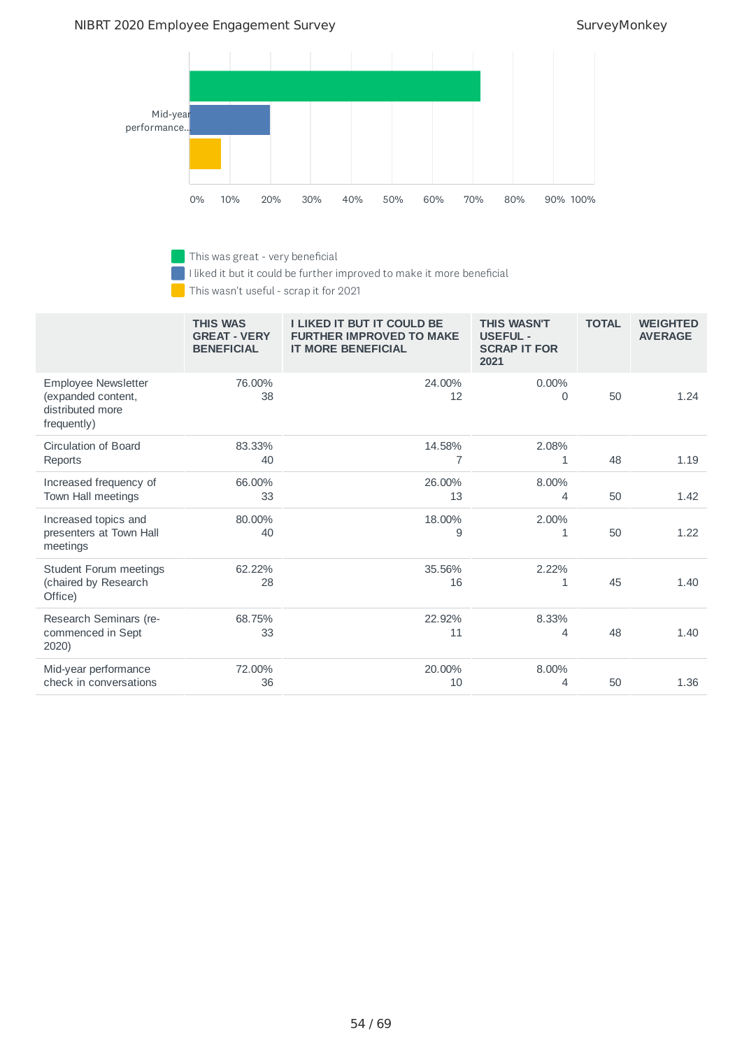Mid-year performance...

0% 10% 20% 30% 40% 50% 60% 70% 80% 90% 100%

- This was great - very beneficial
- I liked it but it could be further improved to make it more beneficial
- This wasn't useful - scrap it for 2021

| | THIS WAS GREAT - VERY BENEFICIAL | I LIKED IT BUT IT COULD BE FURTHER IMPROVED TO MAKE IT MORE BENEFICIAL | THIS WASN'T USEFUL - SCRAP IT FOR 2021 | TOTAL | WEIGHTED AVERAGE |
|---|---|---|---|---|---|
| Employee Newsletter (expanded content, distributed more frequently) | 76.00% 38 | 24.00% 12 | 0.00% 0 | 50 | 1.24 |
| Circulation of Board Reports | 83.33% 40 | 14.58% 7 | 2.08% 1 | 48 | 1.19 |
| Increased frequency of Town Hall meetings | 66.00% 33 | 26.00% 13 | 8.00% 4 | 50 | 1.42 |
| Increased topics and presenters at Town Hall meetings | 80.00% 40 | 18.00% 9 | 2.00% 1 | 50 | 1.22 |
| Student Forum meetings (chaired by Research Office) | 62.22% 28 | 35.56% 16 | 2.22% 1 | 45 | 1.40 |
| Research Seminars (re-commenced in Sept 2020) | 68.75% 33 | 22.92% 11 | 8.33% 4 | 48 | 1.40 |
| Mid-year performance check in conversations | 72.00% 36 | 20.00% 10 | 8.00% 4 | 50 | 1.36 |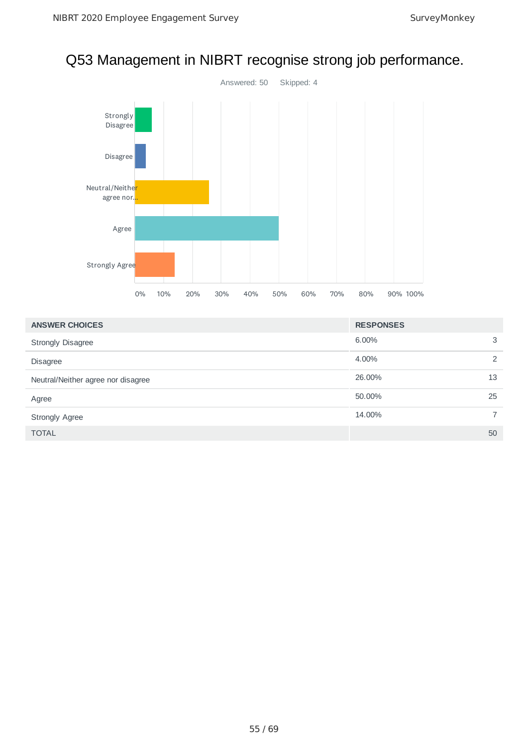# Q53 Management in NIBRT recognise strong job performance.

Answered: 50 Skipped: 4

| ANSWER CHOICES | RESPONSES | |
|---|---|---|
| Strongly Disagree | 6.00% | 3 |
| Disagree | 4.00% | 2 |
| Neutral/Neither agree nor disagree | 26.00% | 13 |
| Agree | 50.00% | 25 |
| Strongly Agree | 14.00% | 7 |
| TOTAL | | 50 |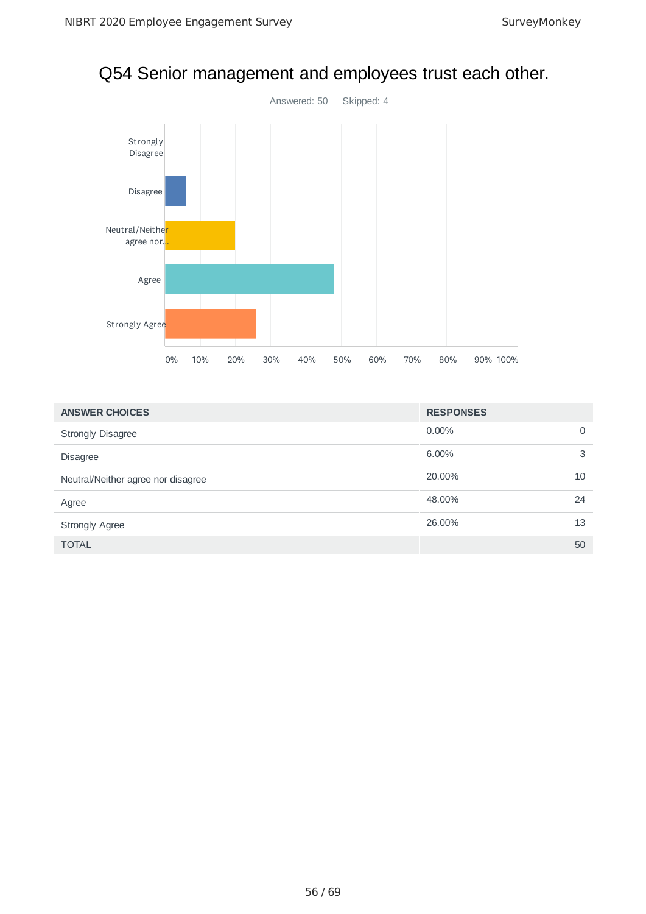# Q54 Senior management and employees trust each other.

Answered: 50 Skipped: 4

| ANSWER CHOICES | RESPONSES | |
|---|---|---|
| Strongly Disagree | 0.00% | 0 |
| Disagree | 6.00% | 3 |
| Neutral/Neither agree nor disagree | 20.00% | 10 |
| Agree | 48.00% | 24 |
| Strongly Agree | 26.00% | 13 |
| TOTAL | | 50 |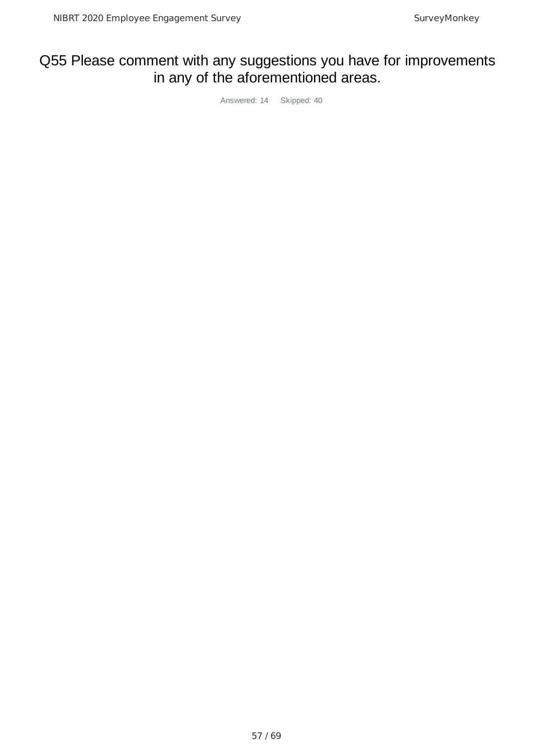# Q55 Please comment with any suggestions you have for improvements in any of the aforementioned areas.

Answered: 14 Skipped: 40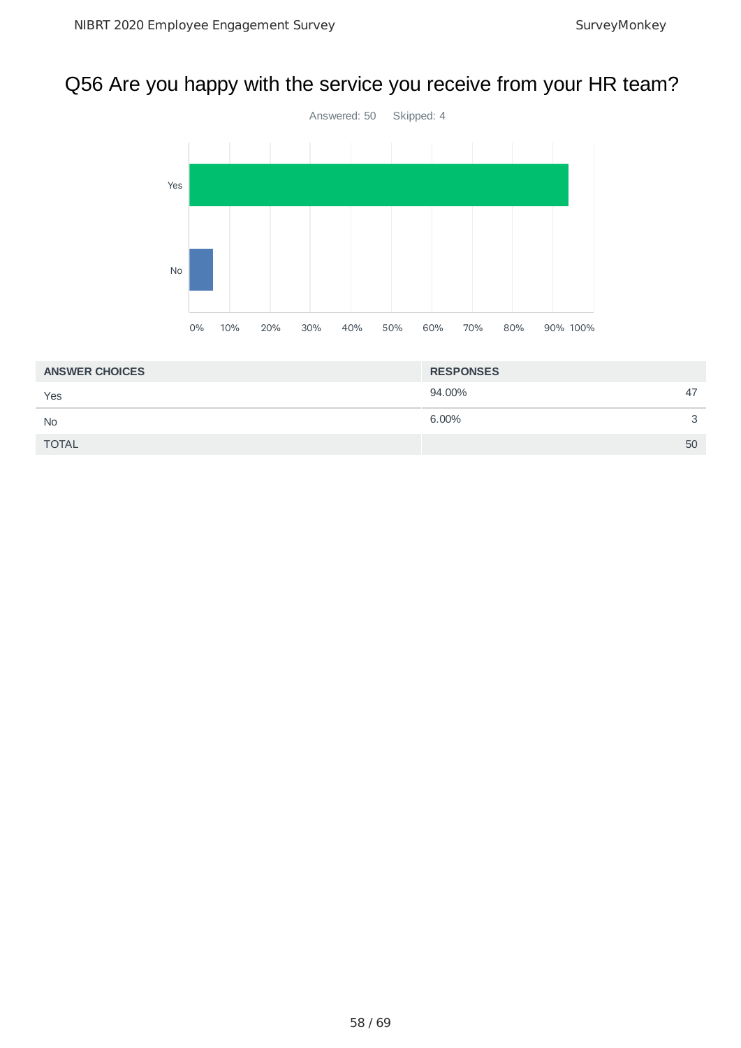# Q56 Are you happy with the service you receive from your HR team?

Answered: 50 Skipped: 4

| ANSWER CHOICES | RESPONSES | |
|---|---|---|
| Yes | 94.00% | 47 |
| No | 6.00% | 3 |
| TOTAL | | 50 |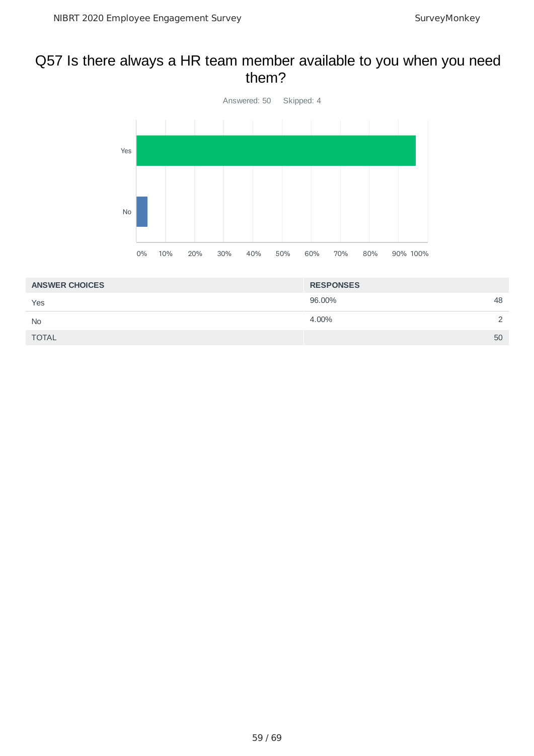# Q57 Is there always a HR team member available to you when you need them?

Answered: 50 Skipped: 4

| ANSWER CHOICES | RESPONSES | |
|---|---|---|
| Yes | 96.00% | 48 |
| No | 4.00% | 2 |
| TOTAL | | 50 |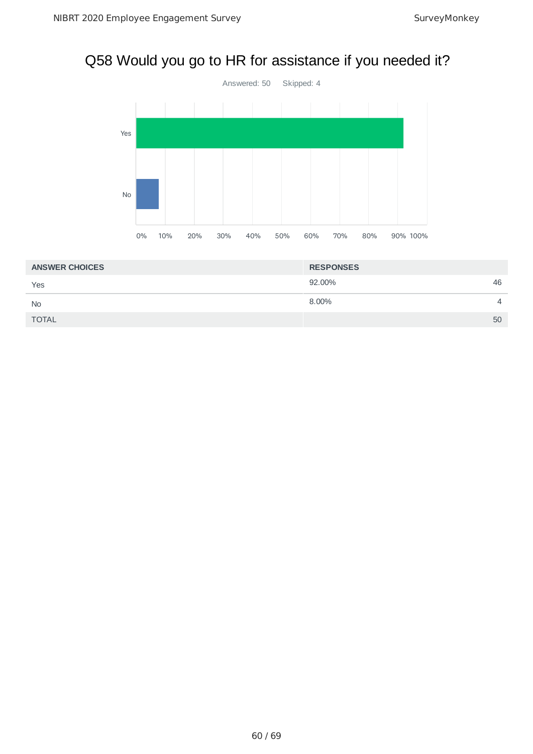# Q58 Would you go to HR for assistance if you needed it?

Answered: 50 Skipped: 4

| ANSWER CHOICES | RESPONSES | |
|---|---|---|
| Yes | 92.00% | 46 |
| No | 8.00% | 4 |
| TOTAL | | 50 |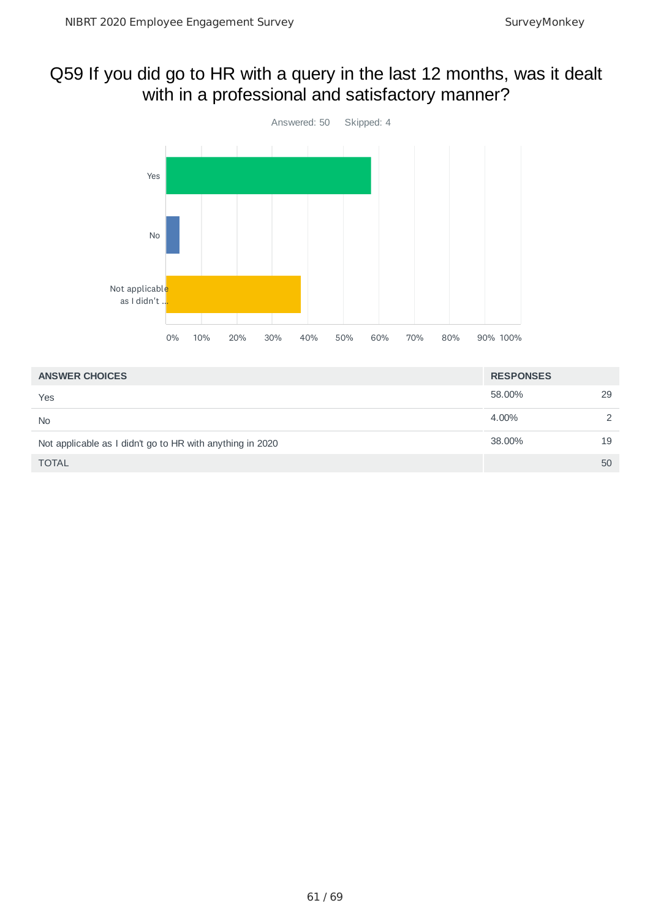# Q59 If you did go to HR with a query in the last 12 months, was it dealt with in a professional and satisfactory manner?

Answered: 50 Skipped: 4

| ANSWER CHOICES | RESPONSES | |
|---|---|---|
| Yes | 58.00% | 29 |
| No | 4.00% | 2 |
| Not applicable as I didn't go to HR with anything in 2020 | 38.00% | 19 |
| TOTAL | | 50 |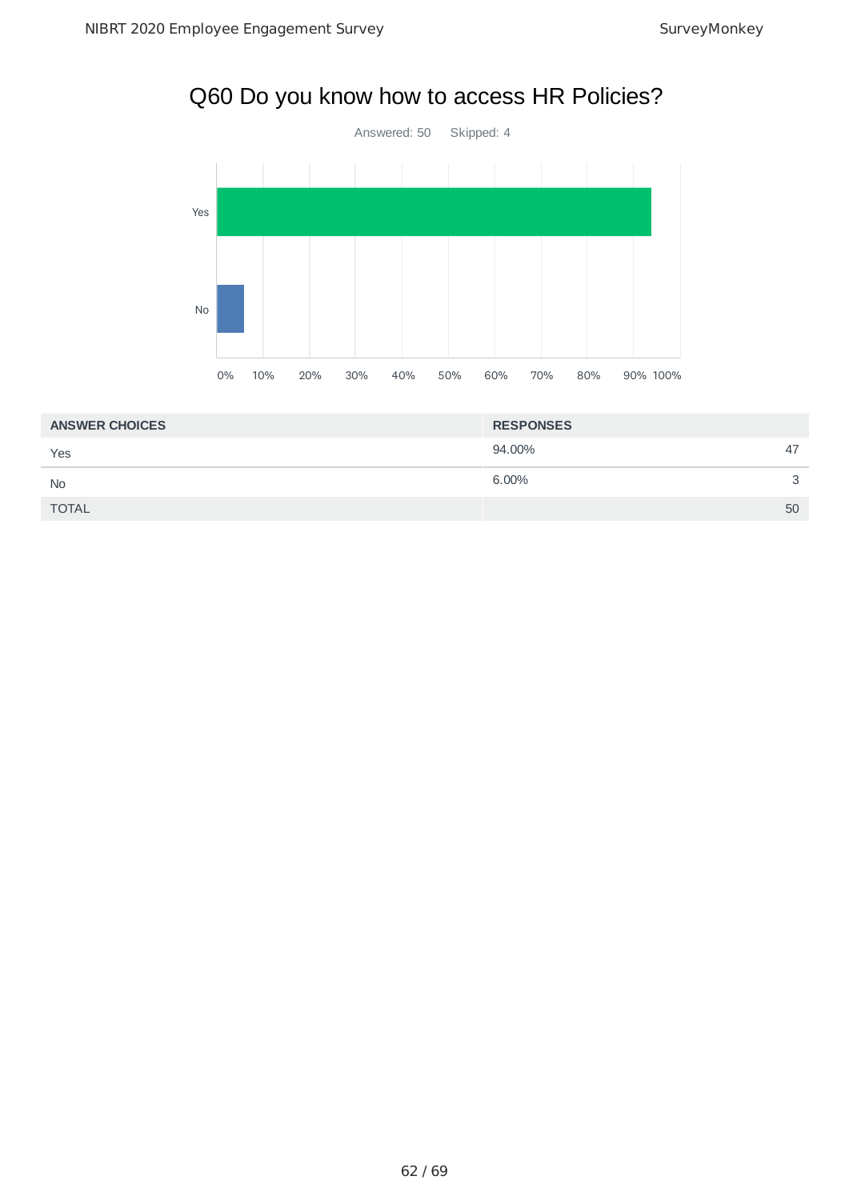## Q60 Do you know how to access HR Policies?

Answered: 50 Skipped: 4

| ANSWER CHOICES | RESPONSES | |
|---|---|---|
| Yes | 94.00% | 47 |
| No | 6.00% | 3 |
| TOTAL | | 50 |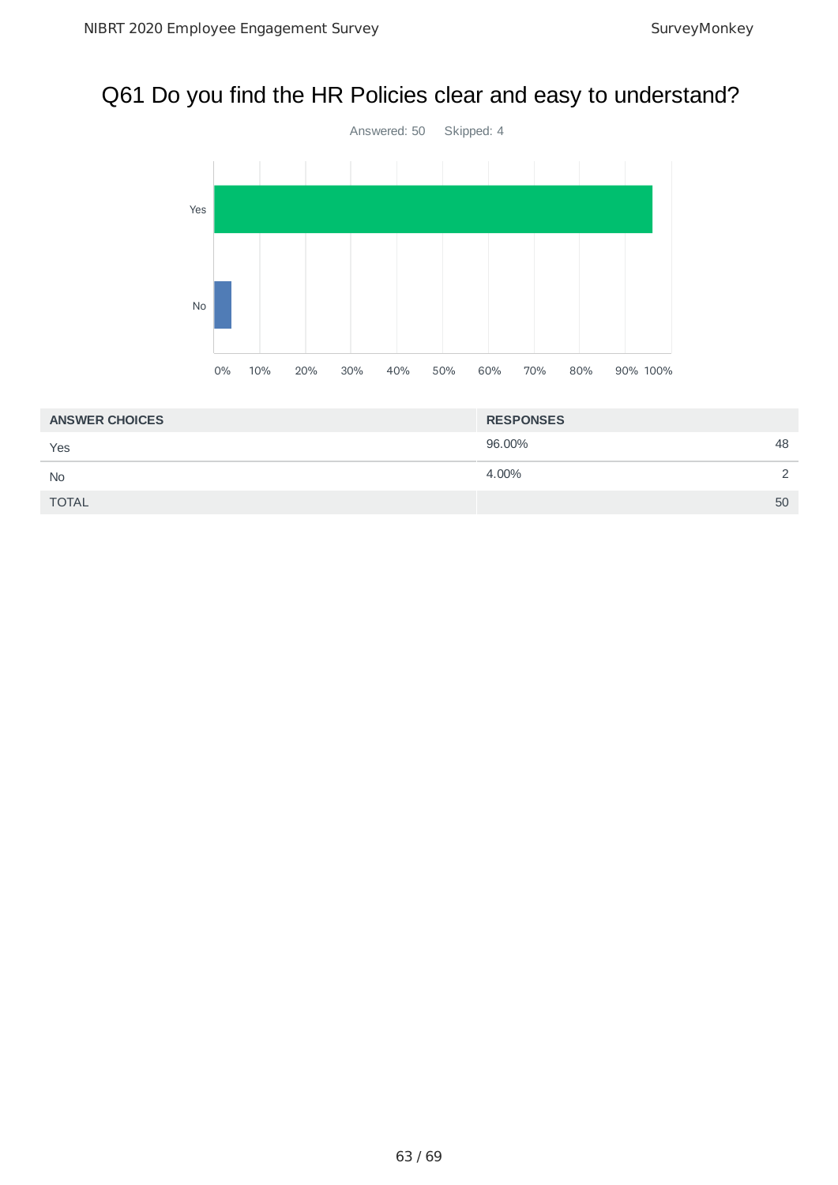# Q61 Do you find the HR Policies clear and easy to understand?

Answered: 50 Skipped: 4

| ANSWER CHOICES | RESPONSES | |
|---|---|---|
| Yes | 96.00% | 48 |
| No | 4.00% | 2 |
| TOTAL | | 50 |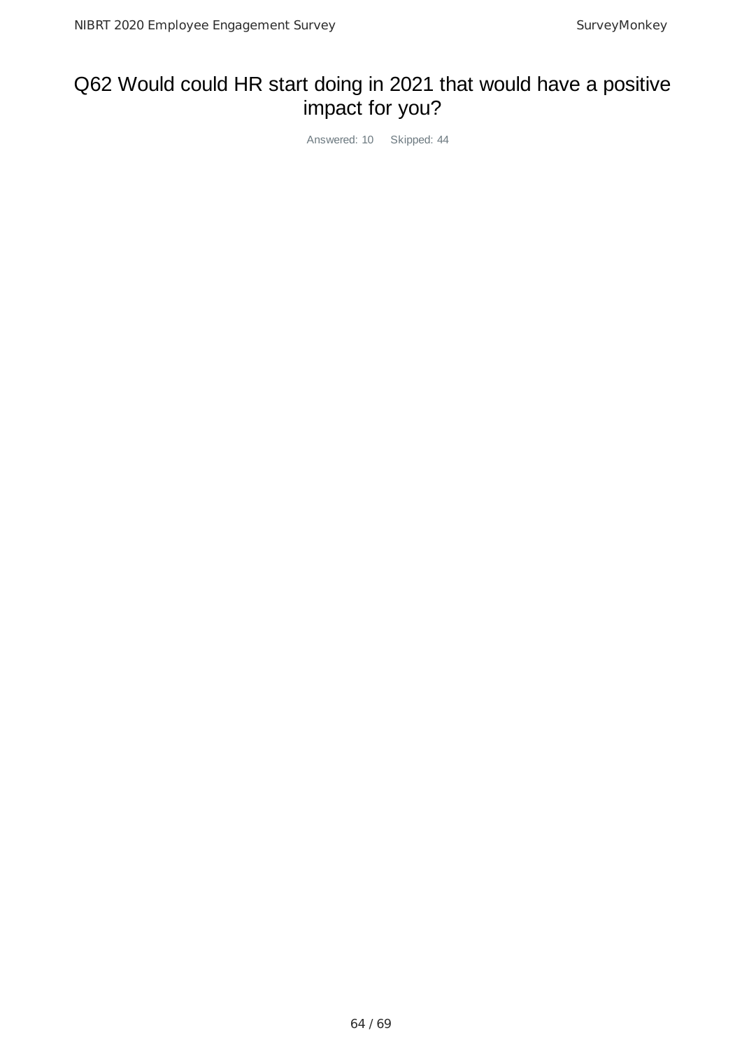# Q62 Would could HR start doing in 2021 that would have a positive impact for you?

Answered: 10 Skipped: 44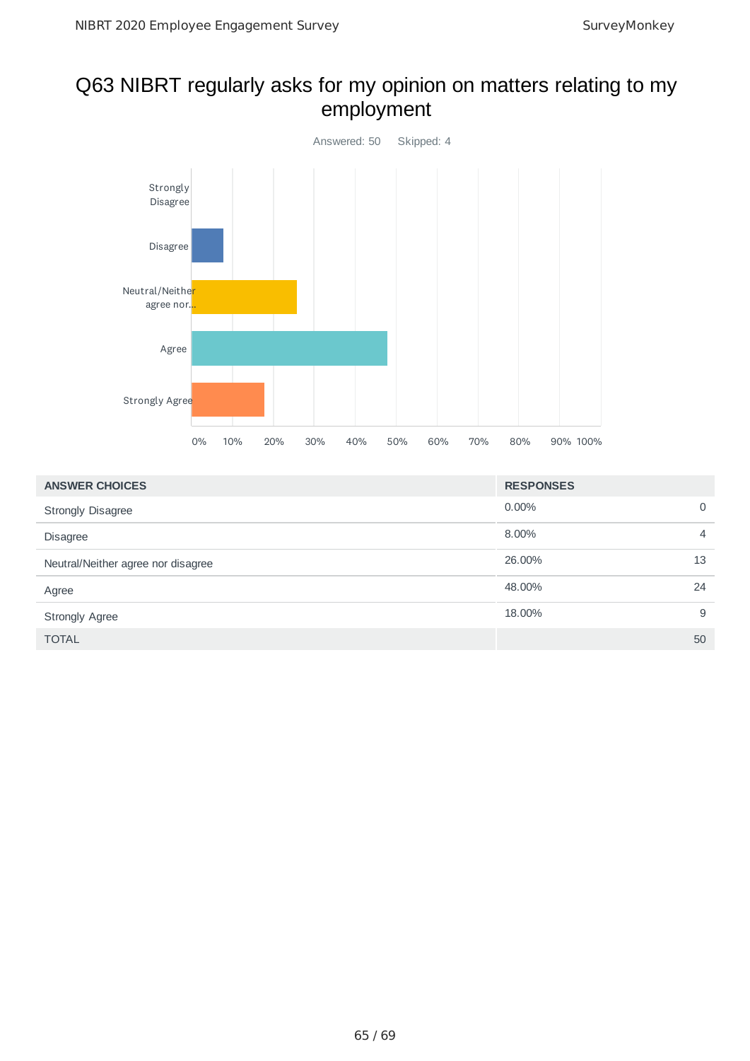# Q63 NIBRT regularly asks for my opinion on matters relating to my employment

Answered: 50 Skipped: 4

| ANSWER CHOICES | RESPONSES | |
|---|---|---|
| Strongly Disagree | 0.00% | 0 |
| Disagree | 8.00% | 4 |
| Neutral/Neither agree nor disagree | 26.00% | 13 |
| Agree | 48.00% | 24 |
| Strongly Agree | 18.00% | 9 |
| TOTAL | | 50 |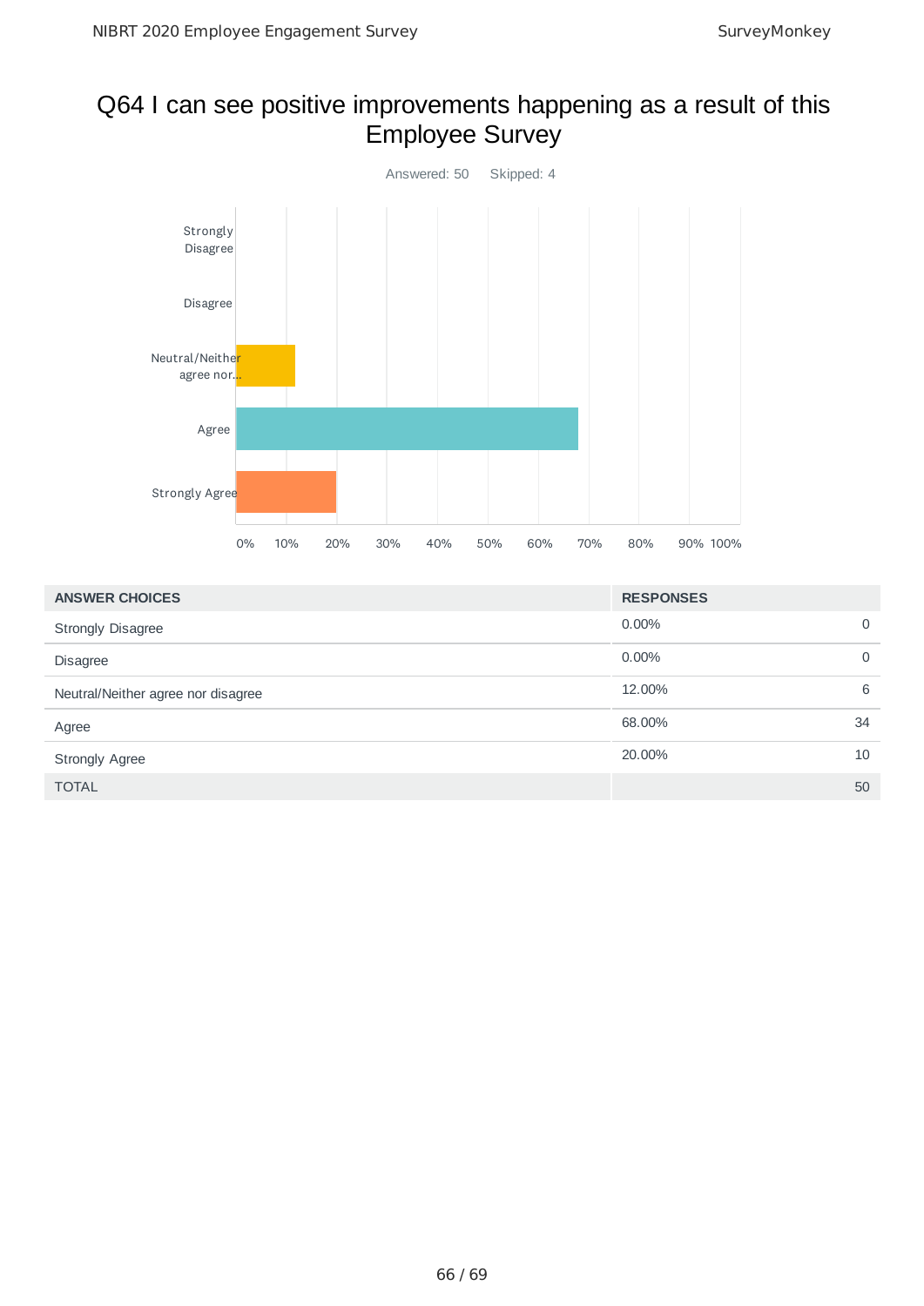# Q64 I can see positive improvements happening as a result of this Employee Survey

Answered: 50    Skipped: 4

| ANSWER CHOICES | RESPONSES | |
|---|---|---|
| Strongly Disagree | 0.00% | 0 |
| Disagree | 0.00% | 0 |
| Neutral/Neither agree nor disagree | 12.00% | 6 |
| Agree | 68.00% | 34 |
| Strongly Agree | 20.00% | 10 |
| TOTAL | | 50 |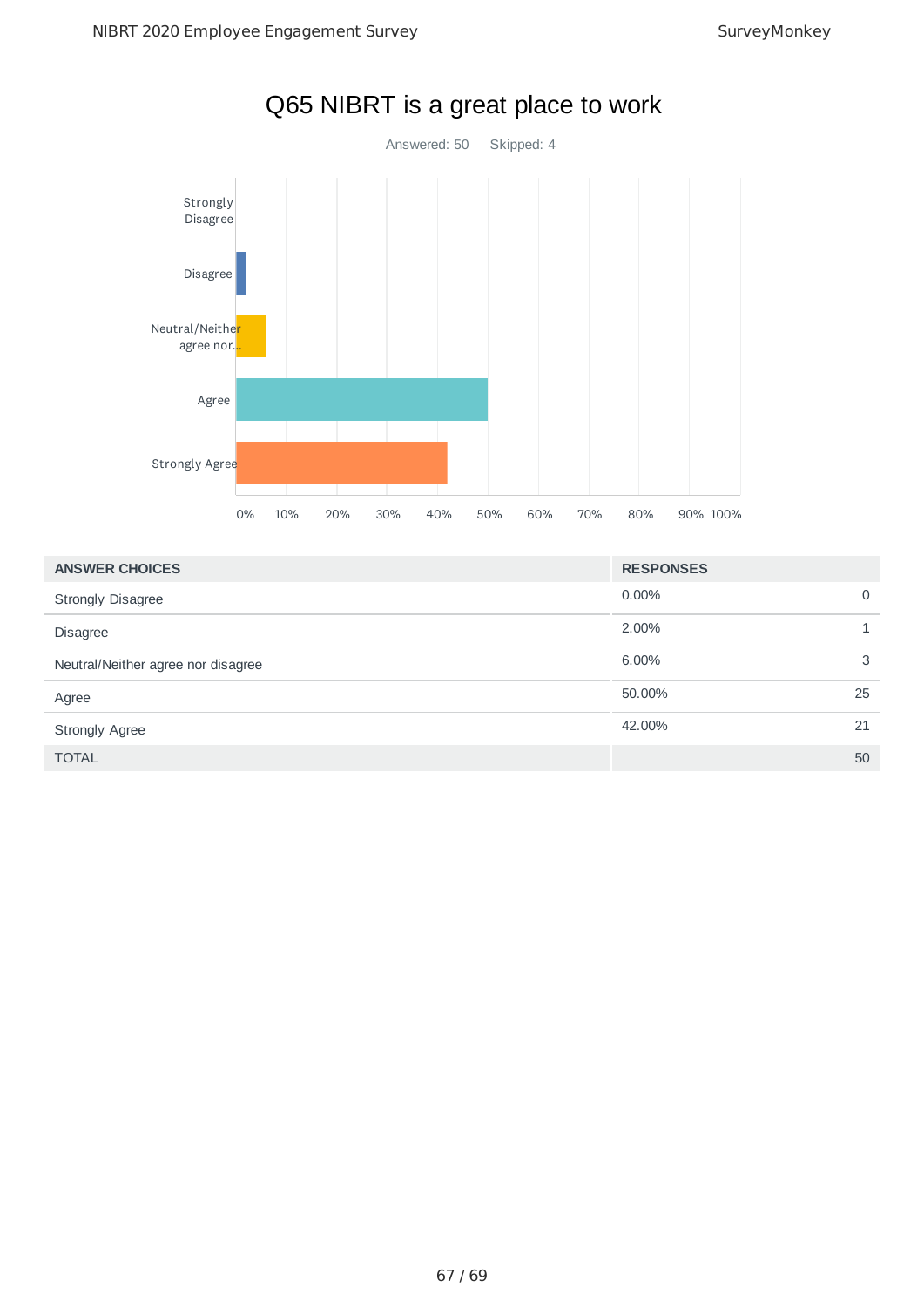# Q65 NIBRT is a great place to work

Answered: 50 Skipped: 4

| ANSWER CHOICES | RESPONSES | |
|---|---|---|
| Strongly Disagree | 0.00% | 0 |
| Disagree | 2.00% | 1 |
| Neutral/Neither agree nor disagree | 6.00% | 3 |
| Agree | 50.00% | 25 |
| Strongly Agree | 42.00% | 21 |
| TOTAL | | 50 |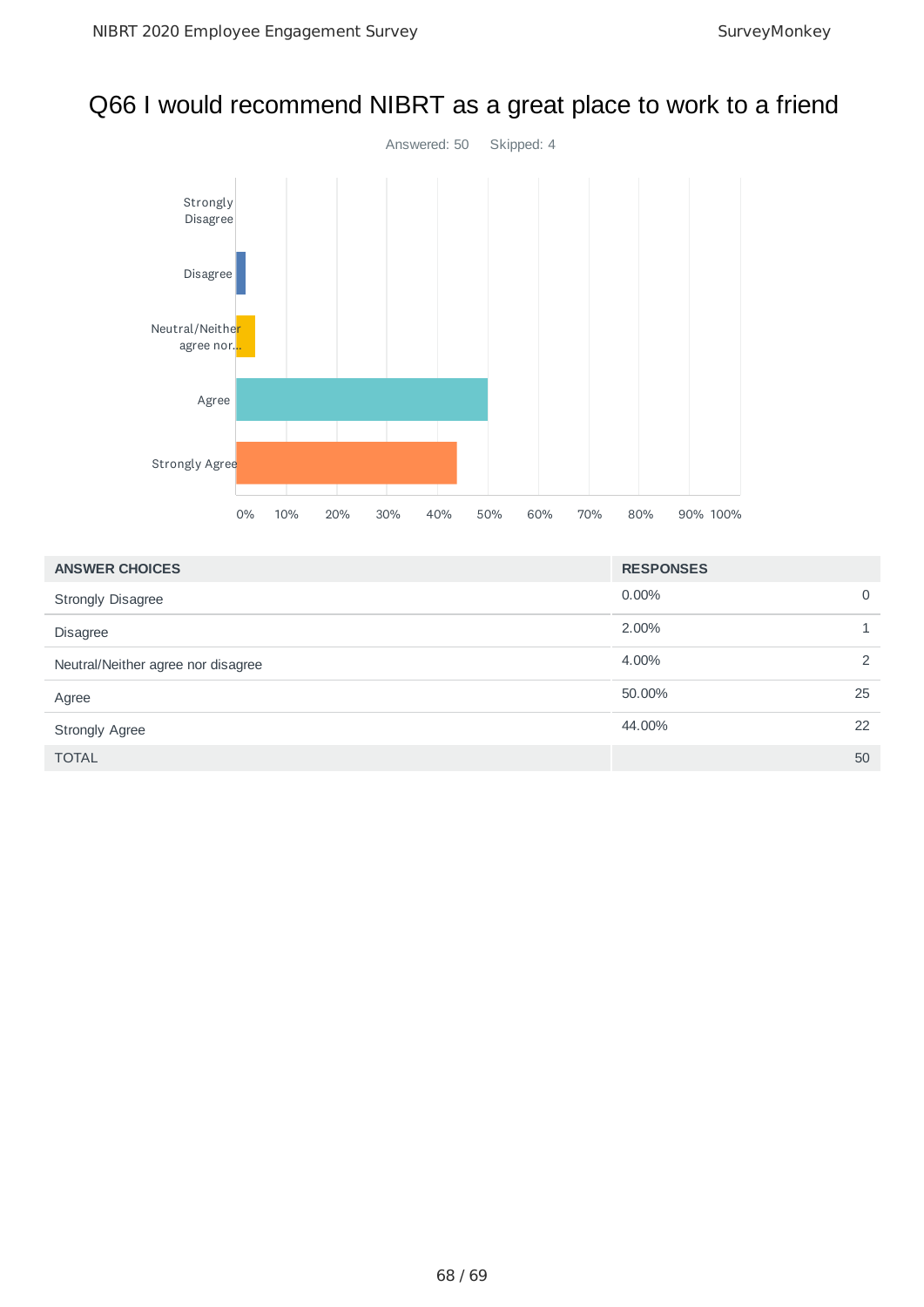# Q66 I would recommend NIBRT as a great place to work to a friend

Answered: 50    Skipped: 4

| ANSWER CHOICES | RESPONSES | |
|---|---|---|
| Strongly Disagree | 0.00% | 0 |
| Disagree | 2.00% | 1 |
| Neutral/Neither agree nor disagree | 4.00% | 2 |
| Agree | 50.00% | 25 |
| Strongly Agree | 44.00% | 22 |
| TOTAL | | 50 |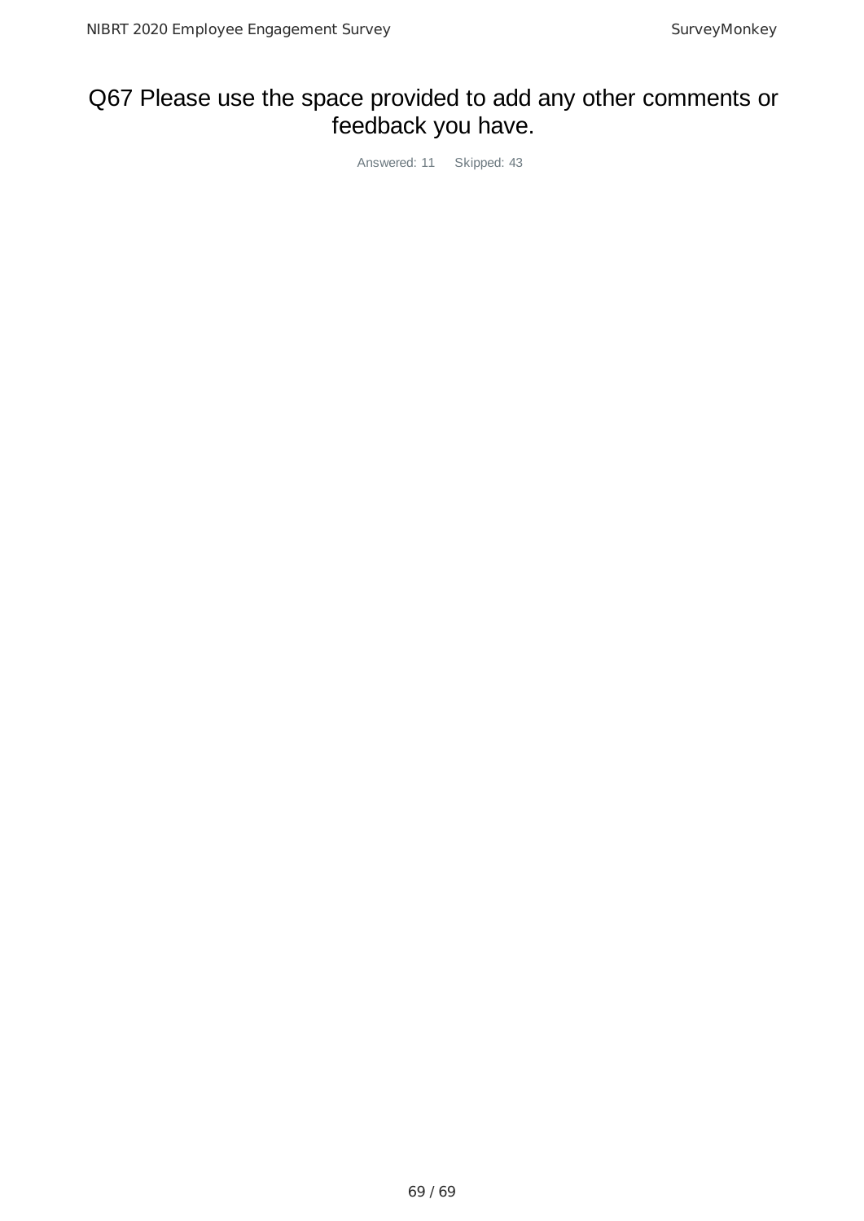# Q67 Please use the space provided to add any other comments or feedback you have.

Answered: 11 Skipped: 43